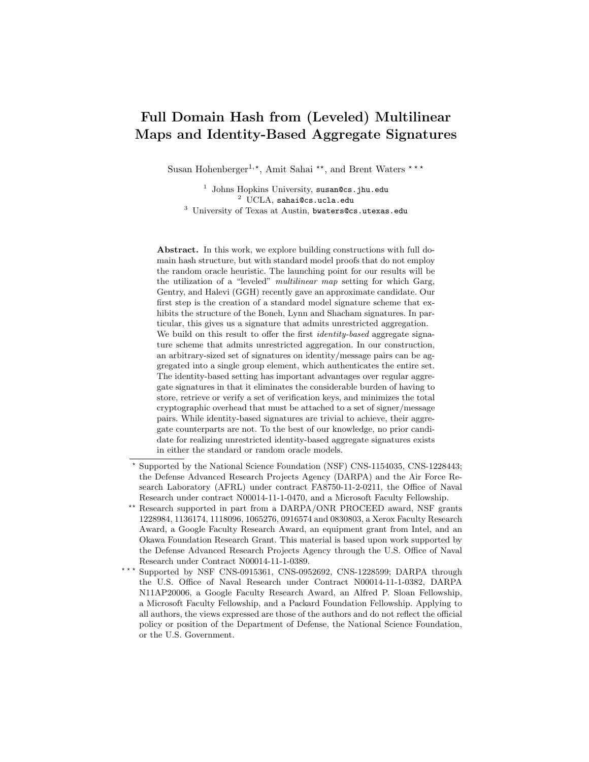# Full Domain Hash from (Leveled) Multilinear Maps and Identity-Based Aggregate Signatures

Susan Hohenberger[1,⋆], Amit Sahai [⋆⋆], and Brent Waters [⋆⋆⋆]

[1] Johns Hopkins University, susan@cs.jhu.edu
[2] UCLA, sahai@cs.ucla.edu
[3] University of Texas at Austin, bwaters@cs.utexas.edu

**Abstract.** In this work, we explore building constructions with full domain hash structure, but with standard model proofs that do not employ the random oracle heuristic. The launching point for our results will be the utilization of a "leveled" *multilinear map* setting for which Garg, Gentry, and Halevi (GGH) recently gave an approximate candidate. Our first step is the creation of a standard model signature scheme that exhibits the structure of the Boneh, Lynn and Shacham signatures. In particular, this gives us a signature that admits unrestricted aggregation. We build on this result to offer the first *identity-based* aggregate signature scheme that admits unrestricted aggregation. In our construction, an arbitrary-sized set of signatures on identity/message pairs can be aggregated into a single group element, which authenticates the entire set. The identity-based setting has important advantages over regular aggregate signatures in that it eliminates the considerable burden of having to store, retrieve or verify a set of verification keys, and minimizes the total cryptographic overhead that must be attached to a set of signer/message pairs. While identity-based signatures are trivial to achieve, their aggregate counterparts are not. To the best of our knowledge, no prior candidate for realizing unrestricted identity-based aggregate signatures exists in either the standard or random oracle models.

---

⋆ Supported by the National Science Foundation (NSF) CNS-1154035, CNS-1228443; the Defense Advanced Research Projects Agency (DARPA) and the Air Force Research Laboratory (AFRL) under contract FA8750-11-2-0211, the Office of Naval Research under contract N00014-11-1-0470, and a Microsoft Faculty Fellowship.

⋆⋆ Research supported in part from a DARPA/ONR PROCEED award, NSF grants 1228984, 1136174, 1118096, 1065276, 0916574 and 0830803, a Xerox Faculty Research Award, a Google Faculty Research Award, an equipment grant from Intel, and an Okawa Foundation Research Grant. This material is based upon work supported by the Defense Advanced Research Projects Agency through the U.S. Office of Naval Research under Contract N00014-11-1-0389.

⋆⋆⋆ Supported by NSF CNS-0915361, CNS-0952692, CNS-1228599; DARPA through the U.S. Office of Naval Research under Contract N00014-11-1-0382, DARPA N11AP20006, a Google Faculty Research Award, an Alfred P. Sloan Fellowship, a Microsoft Faculty Fellowship, and a Packard Foundation Fellowship. Applying to all authors, the views expressed are those of the authors and do not reflect the official policy or position of the Department of Defense, the National Science Foundation, or the U.S. Government.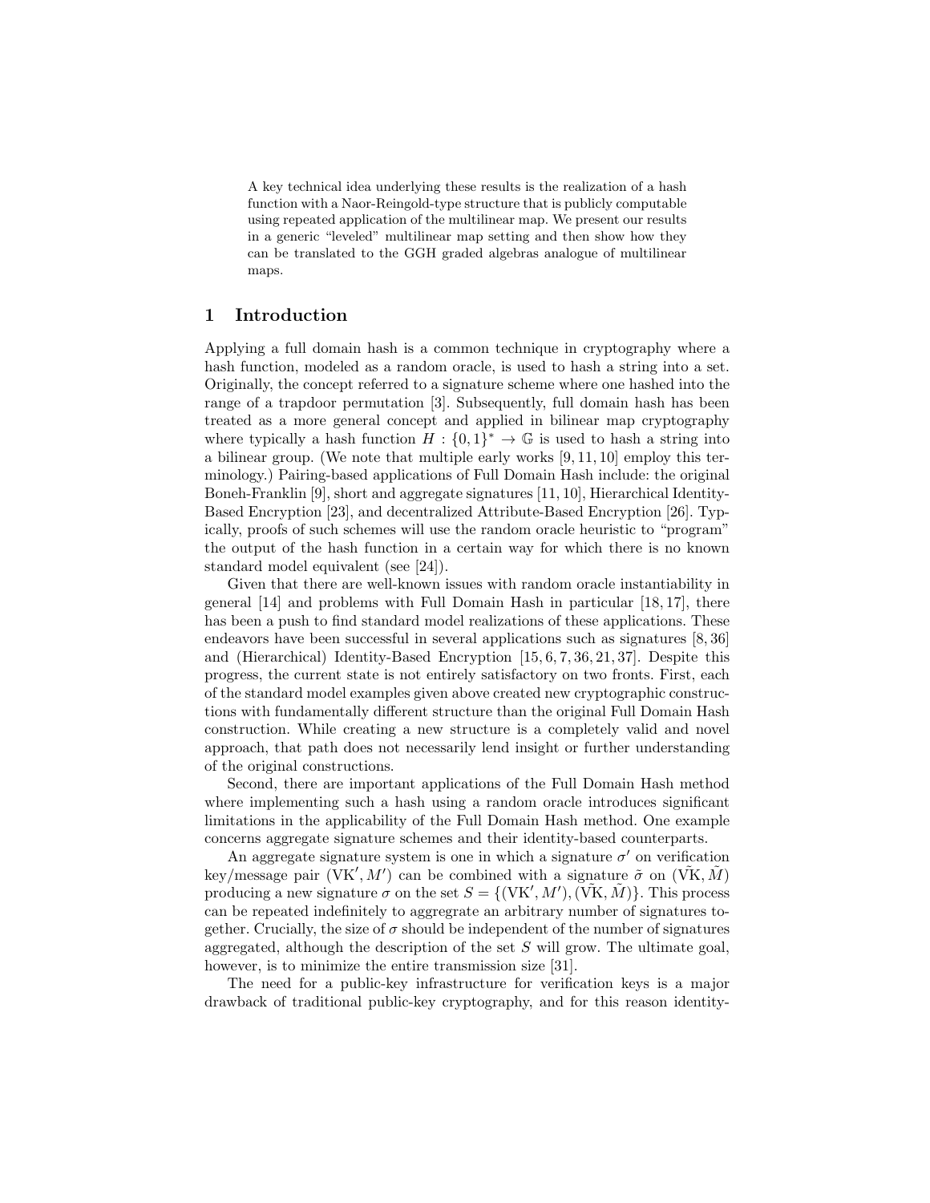A key technical idea underlying these results is the realization of a hash function with a Naor-Reingold-type structure that is publicly computable using repeated application of the multilinear map. We present our results in a generic "leveled" multilinear map setting and then show how they can be translated to the GGH graded algebras analogue of multilinear maps.

## 1 Introduction

Applying a full domain hash is a common technique in cryptography where a hash function, modeled as a random oracle, is used to hash a string into a set. Originally, the concept referred to a signature scheme where one hashed into the range of a trapdoor permutation [3]. Subsequently, full domain hash has been treated as a more general concept and applied in bilinear map cryptography where typically a hash function $H : \{0,1\}^* \to \mathbb{G}$ is used to hash a string into a bilinear group. (We note that multiple early works [9, 11, 10] employ this terminology.) Pairing-based applications of Full Domain Hash include: the original Boneh-Franklin [9], short and aggregate signatures [11, 10], Hierarchical Identity-Based Encryption [23], and decentralized Attribute-Based Encryption [26]. Typically, proofs of such schemes will use the random oracle heuristic to "program" the output of the hash function in a certain way for which there is no known standard model equivalent (see [24]).

Given that there are well-known issues with random oracle instantiability in general [14] and problems with Full Domain Hash in particular [18, 17], there has been a push to find standard model realizations of these applications. These endeavors have been successful in several applications such as signatures [8, 36] and (Hierarchical) Identity-Based Encryption [15, 6, 7, 36, 21, 37]. Despite this progress, the current state is not entirely satisfactory on two fronts. First, each of the standard model examples given above created new cryptographic constructions with fundamentally different structure than the original Full Domain Hash construction. While creating a new structure is a completely valid and novel approach, that path does not necessarily lend insight or further understanding of the original constructions.

Second, there are important applications of the Full Domain Hash method where implementing such a hash using a random oracle introduces significant limitations in the applicability of the Full Domain Hash method. One example concerns aggregate signature schemes and their identity-based counterparts.

An aggregate signature system is one in which a signature $\sigma'$ on verification key/message pair $(\mathrm{VK}', M')$ can be combined with a signature $\tilde{\sigma}$ on $(\tilde{\mathrm{VK}}, \tilde{M})$ producing a new signature $\sigma$ on the set $S = \{(\mathrm{VK}', M'), (\tilde{\mathrm{VK}}, \tilde{M})\}$. This process can be repeated indefinitely to aggregrate an arbitrary number of signatures together. Crucially, the size of $\sigma$ should be independent of the number of signatures aggregated, although the description of the set $S$ will grow. The ultimate goal, however, is to minimize the entire transmission size [31].

The need for a public-key infrastructure for verification keys is a major drawback of traditional public-key cryptography, and for this reason identity-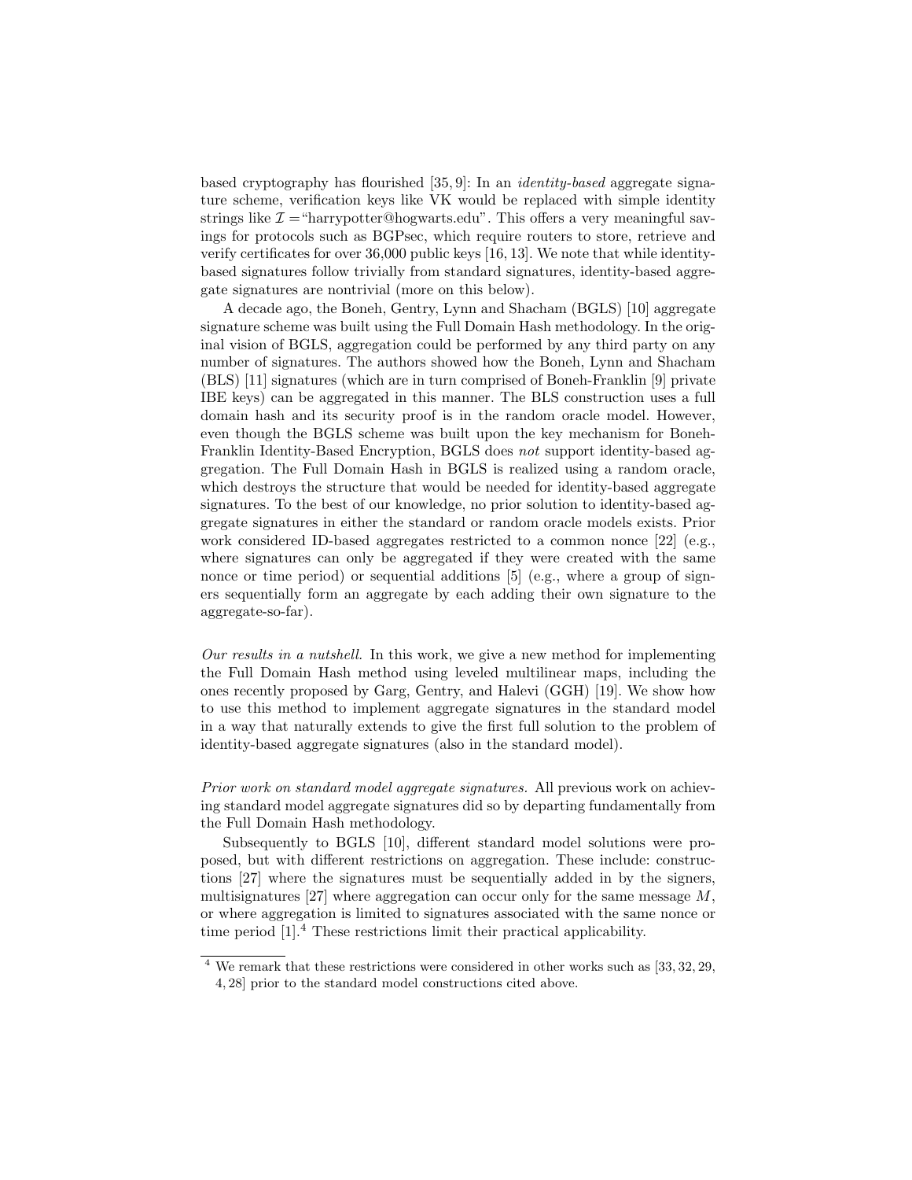based cryptography has flourished [35, 9]: In an *identity-based* aggregate signature scheme, verification keys like VK would be replaced with simple identity strings like $\mathcal{I} =$"harrypotter@hogwarts.edu". This offers a very meaningful savings for protocols such as BGPsec, which require routers to store, retrieve and verify certificates for over 36,000 public keys [16, 13]. We note that while identity-based signatures follow trivially from standard signatures, identity-based aggregate signatures are nontrivial (more on this below).

A decade ago, the Boneh, Gentry, Lynn and Shacham (BGLS) [10] aggregate signature scheme was built using the Full Domain Hash methodology. In the original vision of BGLS, aggregation could be performed by any third party on any number of signatures. The authors showed how the Boneh, Lynn and Shacham (BLS) [11] signatures (which are in turn comprised of Boneh-Franklin [9] private IBE keys) can be aggregated in this manner. The BLS construction uses a full domain hash and its security proof is in the random oracle model. However, even though the BGLS scheme was built upon the key mechanism for Boneh-Franklin Identity-Based Encryption, BGLS does *not* support identity-based aggregation. The Full Domain Hash in BGLS is realized using a random oracle, which destroys the structure that would be needed for identity-based aggregate signatures. To the best of our knowledge, no prior solution to identity-based aggregate signatures in either the standard or random oracle models exists. Prior work considered ID-based aggregates restricted to a common nonce [22] (e.g., where signatures can only be aggregated if they were created with the same nonce or time period) or sequential additions [5] (e.g., where a group of signers sequentially form an aggregate by each adding their own signature to the aggregate-so-far).

*Our results in a nutshell.* In this work, we give a new method for implementing the Full Domain Hash method using leveled multilinear maps, including the ones recently proposed by Garg, Gentry, and Halevi (GGH) [19]. We show how to use this method to implement aggregate signatures in the standard model in a way that naturally extends to give the first full solution to the problem of identity-based aggregate signatures (also in the standard model).

*Prior work on standard model aggregate signatures.* All previous work on achieving standard model aggregate signatures did so by departing fundamentally from the Full Domain Hash methodology.

Subsequently to BGLS [10], different standard model solutions were proposed, but with different restrictions on aggregation. These include: constructions [27] where the signatures must be sequentially added in by the signers, multisignatures [27] where aggregation can occur only for the same message $M$, or where aggregation is limited to signatures associated with the same nonce or time period [1].[4] These restrictions limit their practical applicability.

[4] We remark that these restrictions were considered in other works such as [33, 32, 29, 4, 28] prior to the standard model constructions cited above.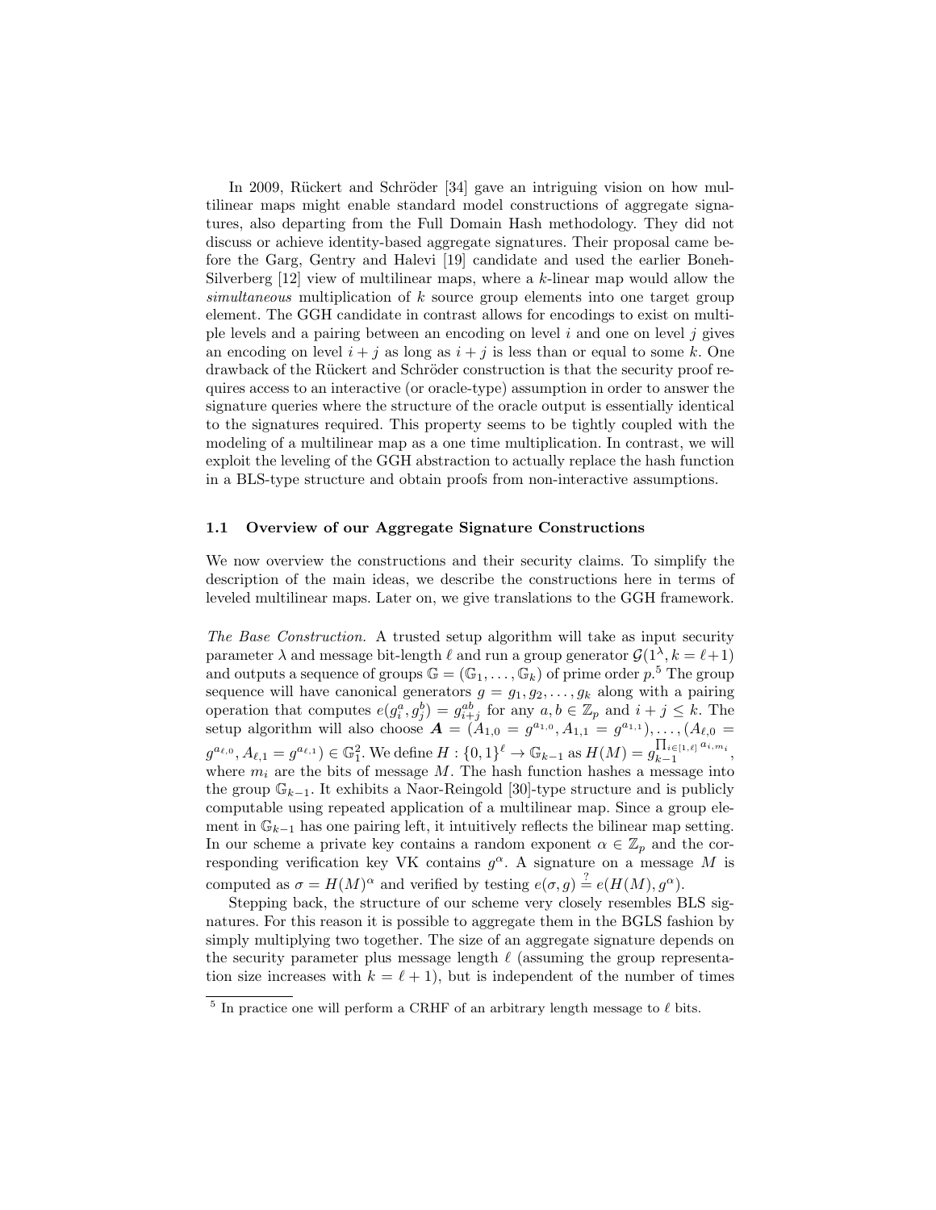In 2009, Rückert and Schröder [34] gave an intriguing vision on how multilinear maps might enable standard model constructions of aggregate signatures, also departing from the Full Domain Hash methodology. They did not discuss or achieve identity-based aggregate signatures. Their proposal came before the Garg, Gentry and Halevi [19] candidate and used the earlier Boneh-Silverberg [12] view of multilinear maps, where a $k$-linear map would allow the *simultaneous* multiplication of $k$ source group elements into one target group element. The GGH candidate in contrast allows for encodings to exist on multiple levels and a pairing between an encoding on level $i$ and one on level $j$ gives an encoding on level $i+j$ as long as $i+j$ is less than or equal to some $k$. One drawback of the Rückert and Schröder construction is that the security proof requires access to an interactive (or oracle-type) assumption in order to answer the signature queries where the structure of the oracle output is essentially identical to the signatures required. This property seems to be tightly coupled with the modeling of a multilinear map as a one time multiplication. In contrast, we will exploit the leveling of the GGH abstraction to actually replace the hash function in a BLS-type structure and obtain proofs from non-interactive assumptions.

### 1.1 Overview of our Aggregate Signature Constructions

We now overview the constructions and their security claims. To simplify the description of the main ideas, we describe the constructions here in terms of leveled multilinear maps. Later on, we give translations to the GGH framework.

*The Base Construction.* A trusted setup algorithm will take as input security parameter $\lambda$ and message bit-length $\ell$ and run a group generator $\mathcal{G}(1^\lambda, k = \ell+1)$ and outputs a sequence of groups $\mathbb{G} = (\mathbb{G}_1, \ldots, \mathbb{G}_k)$ of prime order $p$.[5] The group sequence will have canonical generators $g = g_1, g_2, \ldots, g_k$ along with a pairing operation that computes $e(g_i^a, g_j^b) = g_{i+j}^{ab}$ for any $a, b \in \mathbb{Z}_p$ and $i + j \leq k$. The setup algorithm will also choose $\boldsymbol{A} = (A_{1,0} = g^{a_{1,0}}, A_{1,1} = g^{a_{1,1}}), \ldots, (A_{\ell,0} = g^{a_{\ell,0}}, A_{\ell,1} = g^{a_{\ell,1}}) \in \mathbb{G}_1^2$. We define $H : \{0,1\}^\ell \to \mathbb{G}_{k-1}$ as $H(M) = g_{k-1}^{\prod_{i\in[1,\ell]} a_{i,m_i}}$, where $m_i$ are the bits of message $M$. The hash function hashes a message into the group $\mathbb{G}_{k-1}$. It exhibits a Naor-Reingold [30]-type structure and is publicly computable using repeated application of a multilinear map. Since a group element in $\mathbb{G}_{k-1}$ has one pairing left, it intuitively reflects the bilinear map setting. In our scheme a private key contains a random exponent $\alpha \in \mathbb{Z}_p$ and the corresponding verification key VK contains $g^\alpha$. A signature on a message $M$ is computed as $\sigma = H(M)^\alpha$ and verified by testing $e(\sigma, g) \stackrel{?}{=} e(H(M), g^\alpha)$.

Stepping back, the structure of our scheme very closely resembles BLS signatures. For this reason it is possible to aggregate them in the BGLS fashion by simply multiplying two together. The size of an aggregate signature depends on the security parameter plus message length $\ell$ (assuming the group representation size increases with $k = \ell + 1$), but is independent of the number of times

[5] In practice one will perform a CRHF of an arbitrary length message to $\ell$ bits.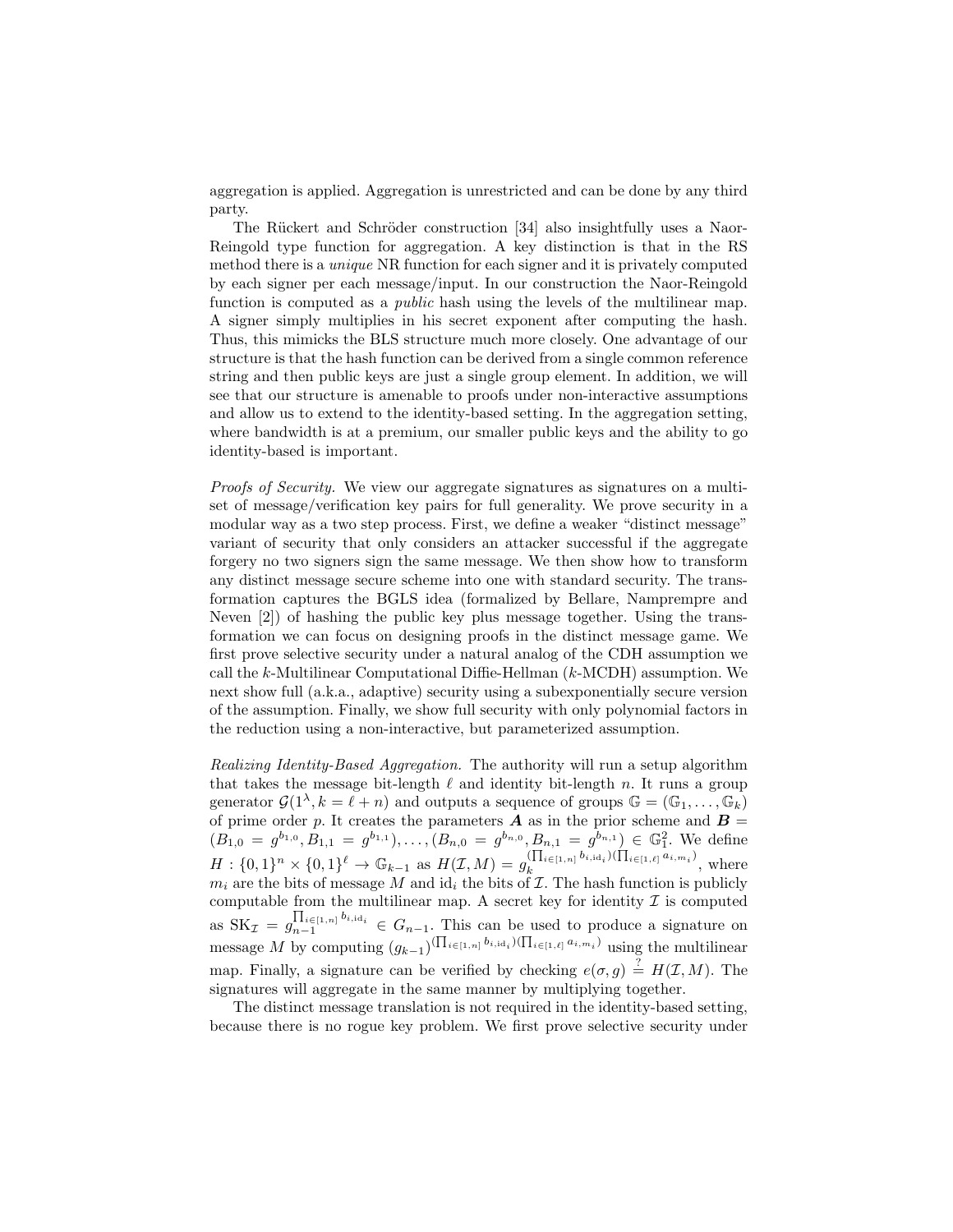aggregation is applied. Aggregation is unrestricted and can be done by any third party.

The Rückert and Schröder construction [34] also insightfully uses a Naor-Reingold type function for aggregation. A key distinction is that in the RS method there is a *unique* NR function for each signer and it is privately computed by each signer per each message/input. In our construction the Naor-Reingold function is computed as a *public* hash using the levels of the multilinear map. A signer simply multiplies in his secret exponent after computing the hash. Thus, this mimicks the BLS structure much more closely. One advantage of our structure is that the hash function can be derived from a single common reference string and then public keys are just a single group element. In addition, we will see that our structure is amenable to proofs under non-interactive assumptions and allow us to extend to the identity-based setting. In the aggregation setting, where bandwidth is at a premium, our smaller public keys and the ability to go identity-based is important.

*Proofs of Security.* We view our aggregate signatures as signatures on a multiset of message/verification key pairs for full generality. We prove security in a modular way as a two step process. First, we define a weaker "distinct message" variant of security that only considers an attacker successful if the aggregate forgery no two signers sign the same message. We then show how to transform any distinct message secure scheme into one with standard security. The transformation captures the BGLS idea (formalized by Bellare, Namprempre and Neven [2]) of hashing the public key plus message together. Using the transformation we can focus on designing proofs in the distinct message game. We first prove selective security under a natural analog of the CDH assumption we call the $k$-Multilinear Computational Diffie-Hellman ($k$-MCDH) assumption. We next show full (a.k.a., adaptive) security using a subexponentially secure version of the assumption. Finally, we show full security with only polynomial factors in the reduction using a non-interactive, but parameterized assumption.

*Realizing Identity-Based Aggregation.* The authority will run a setup algorithm that takes the message bit-length $\ell$ and identity bit-length $n$. It runs a group generator $\mathcal{G}(1^\lambda, k = \ell + n)$ and outputs a sequence of groups $\mathbb{G} = (\mathbb{G}_1, \ldots, \mathbb{G}_k)$ of prime order $p$. It creates the parameters $\boldsymbol{A}$ as in the prior scheme and $\boldsymbol{B} = (B_{1,0} = g^{b_{1,0}}, B_{1,1} = g^{b_{1,1}}), \ldots, (B_{n,0} = g^{b_{n,0}}, B_{n,1} = g^{b_{n,1}}) \in \mathbb{G}_1^2$. We define $H : \{0,1\}^n \times \{0,1\}^\ell \to \mathbb{G}_{k-1}$ as $H(\mathcal{I}, M) = g_k^{(\prod_{i\in[1,n]} b_{i,\mathrm{id}_i})(\prod_{i\in[1,\ell]} a_{i,m_i})}$, where $m_i$ are the bits of message $M$ and $\mathrm{id}_i$ the bits of $\mathcal{I}$. The hash function is publicly computable from the multilinear map. A secret key for identity $\mathcal{I}$ is computed as $\mathrm{SK}_{\mathcal{I}} = g_{n-1}^{\prod_{i\in[1,n]} b_{i,\mathrm{id}_i}} \in G_{n-1}$. This can be used to produce a signature on message $M$ by computing $(g_{k-1})^{(\prod_{i\in[1,n]} b_{i,\mathrm{id}_i})(\prod_{i\in[1,\ell]} a_{i,m_i})}$ using the multilinear map. Finally, a signature can be verified by checking $e(\sigma, g) \stackrel{?}{=} H(\mathcal{I}, M)$. The signatures will aggregate in the same manner by multiplying together.

The distinct message translation is not required in the identity-based setting, because there is no rogue key problem. We first prove selective security under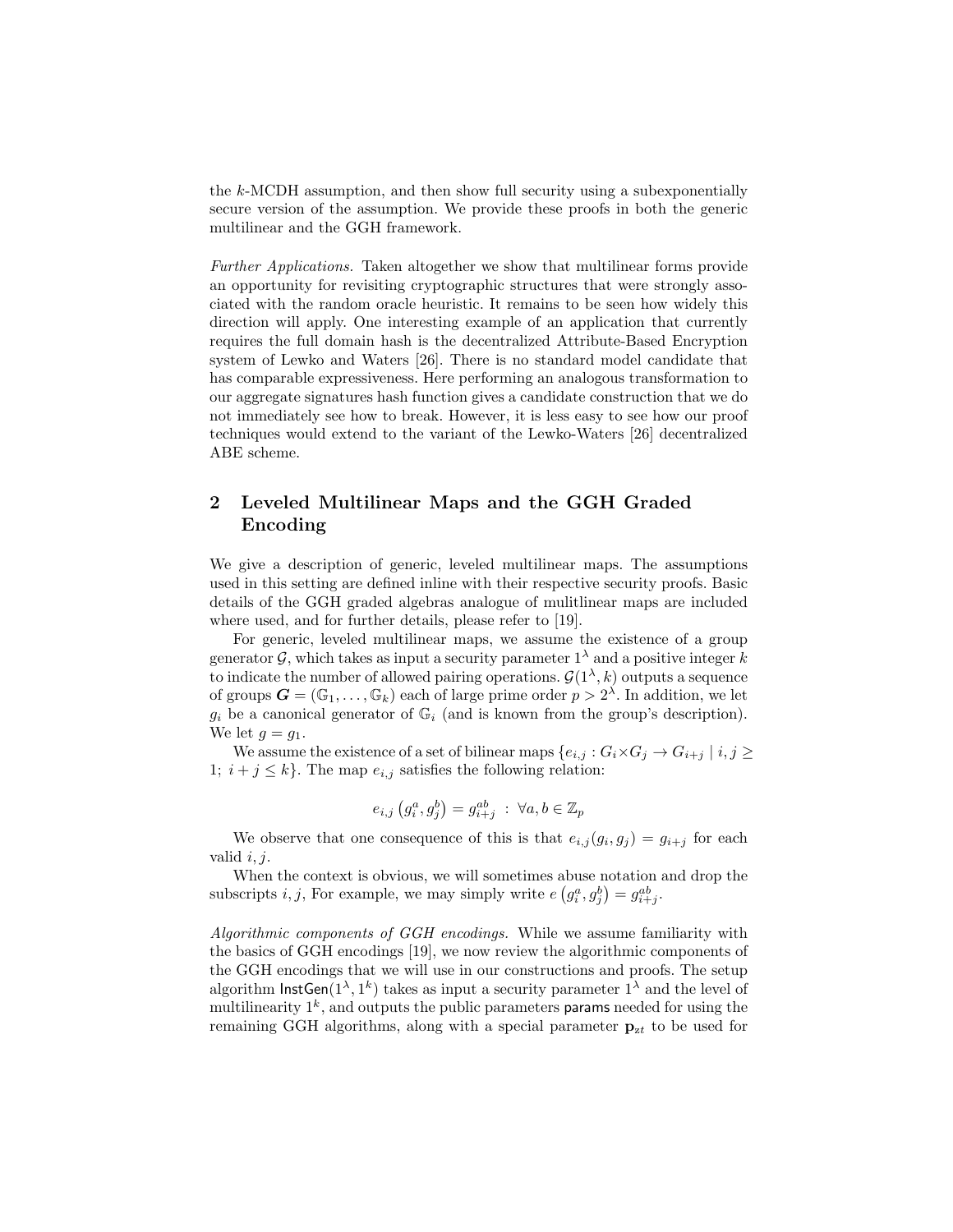the $k$-MCDH assumption, and then show full security using a subexponentially secure version of the assumption. We provide these proofs in both the generic multilinear and the GGH framework.

*Further Applications.* Taken altogether we show that multilinear forms provide an opportunity for revisiting cryptographic structures that were strongly associated with the random oracle heuristic. It remains to be seen how widely this direction will apply. One interesting example of an application that currently requires the full domain hash is the decentralized Attribute-Based Encryption system of Lewko and Waters [26]. There is no standard model candidate that has comparable expressiveness. Here performing an analogous transformation to our aggregate signatures hash function gives a candidate construction that we do not immediately see how to break. However, it is less easy to see how our proof techniques would extend to the variant of the Lewko-Waters [26] decentralized ABE scheme.

## 2 Leveled Multilinear Maps and the GGH Graded Encoding

We give a description of generic, leveled multilinear maps. The assumptions used in this setting are defined inline with their respective security proofs. Basic details of the GGH graded algebras analogue of mulitlinear maps are included where used, and for further details, please refer to [19].

For generic, leveled multilinear maps, we assume the existence of a group generator $\mathcal{G}$, which takes as input a security parameter $1^\lambda$ and a positive integer $k$ to indicate the number of allowed pairing operations. $\mathcal{G}(1^\lambda, k)$ outputs a sequence of groups $\boldsymbol{G} = (\mathbb{G}_1, \ldots, \mathbb{G}_k)$ each of large prime order $p > 2^\lambda$. In addition, we let $g_i$ be a canonical generator of $\mathbb{G}_i$ (and is known from the group's description). We let $g = g_1$.

We assume the existence of a set of bilinear maps $\{e_{i,j} : G_i \times G_j \to G_{i+j} \mid i, j \geq 1;\ i + j \leq k\}$. The map $e_{i,j}$ satisfies the following relation:

$$e_{i,j}\left(g_i^a, g_j^b\right) = g_{i+j}^{ab} \ : \ \forall a, b \in \mathbb{Z}_p$$

We observe that one consequence of this is that $e_{i,j}(g_i, g_j) = g_{i+j}$ for each valid $i, j$.

When the context is obvious, we will sometimes abuse notation and drop the subscripts $i, j$, For example, we may simply write $e\left(g_i^a, g_j^b\right) = g_{i+j}^{ab}$.

*Algorithmic components of GGH encodings.* While we assume familiarity with the basics of GGH encodings [19], we now review the algorithmic components of the GGH encodings that we will use in our constructions and proofs. The setup algorithm $\mathsf{InstGen}(1^\lambda, 1^k)$ takes as input a security parameter $1^\lambda$ and the level of multilinearity $1^k$, and outputs the public parameters $\mathsf{params}$ needed for using the remaining GGH algorithms, along with a special parameter $\mathbf{p}_{zt}$ to be used for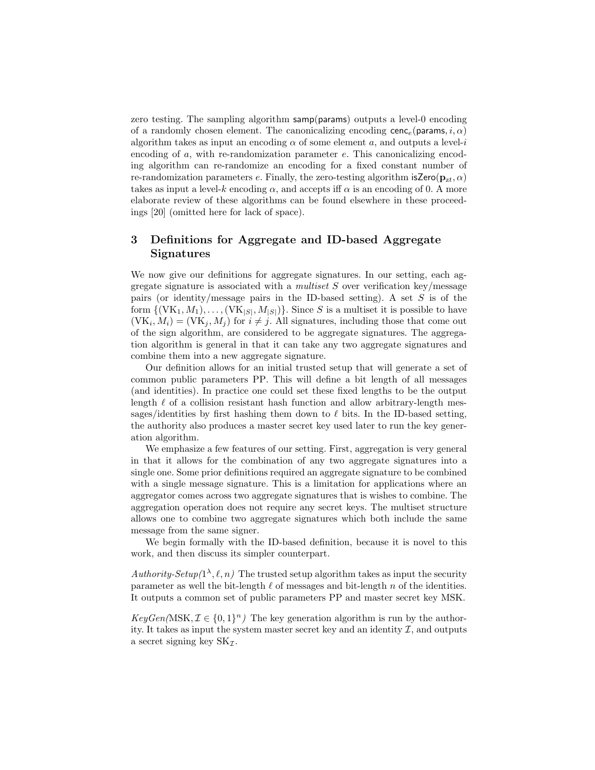zero testing. The sampling algorithm $\mathsf{samp}(\mathsf{params})$ outputs a level-0 encoding of a randomly chosen element. The canonicalizing encoding $\mathsf{cenc}_e(\mathsf{params}, i, \alpha)$ algorithm takes as input an encoding $\alpha$ of some element $a$, and outputs a level-$i$ encoding of $a$, with re-randomization parameter $e$. This canonicalizing encoding algorithm can re-randomize an encoding for a fixed constant number of re-randomization parameters $e$. Finally, the zero-testing algorithm $\mathsf{isZero}(\mathbf{p}_{zt}, \alpha)$ takes as input a level-$k$ encoding $\alpha$, and accepts iff $\alpha$ is an encoding of 0. A more elaborate review of these algorithms can be found elsewhere in these proceedings [20] (omitted here for lack of space).

## 3 Definitions for Aggregate and ID-based Aggregate Signatures

We now give our definitions for aggregate signatures. In our setting, each aggregate signature is associated with a *multiset* $S$ over verification key/message pairs (or identity/message pairs in the ID-based setting). A set $S$ is of the form $\{(\mathrm{VK}_1, M_1), \ldots, (\mathrm{VK}_{|S|}, M_{|S|})\}$. Since $S$ is a multiset it is possible to have $(\mathrm{VK}_i, M_i) = (\mathrm{VK}_j, M_j)$ for $i \neq j$. All signatures, including those that come out of the sign algorithm, are considered to be aggregate signatures. The aggregation algorithm is general in that it can take any two aggregate signatures and combine them into a new aggregate signature.

Our definition allows for an initial trusted setup that will generate a set of common public parameters PP. This will define a bit length of all messages (and identities). In practice one could set these fixed lengths to be the output length $\ell$ of a collision resistant hash function and allow arbitrary-length messages/identities by first hashing them down to $\ell$ bits. In the ID-based setting, the authority also produces a master secret key used later to run the key generation algorithm.

We emphasize a few features of our setting. First, aggregation is very general in that it allows for the combination of any two aggregate signatures into a single one. Some prior definitions required an aggregate signature to be combined with a single message signature. This is a limitation for applications where an aggregator comes across two aggregate signatures that is wishes to combine. The aggregation operation does not require any secret keys. The multiset structure allows one to combine two aggregate signatures which both include the same message from the same signer.

We begin formally with the ID-based definition, because it is novel to this work, and then discuss its simpler counterpart.

*Authority-Setup*$(1^\lambda, \ell, n)$ The trusted setup algorithm takes as input the security parameter as well the bit-length $\ell$ of messages and bit-length $n$ of the identities. It outputs a common set of public parameters PP and master secret key MSK.

*KeyGen*$(\mathrm{MSK}, \mathcal{I} \in \{0,1\}^n)$ The key generation algorithm is run by the authority. It takes as input the system master secret key and an identity $\mathcal{I}$, and outputs a secret signing key $\mathrm{SK}_{\mathcal{I}}$.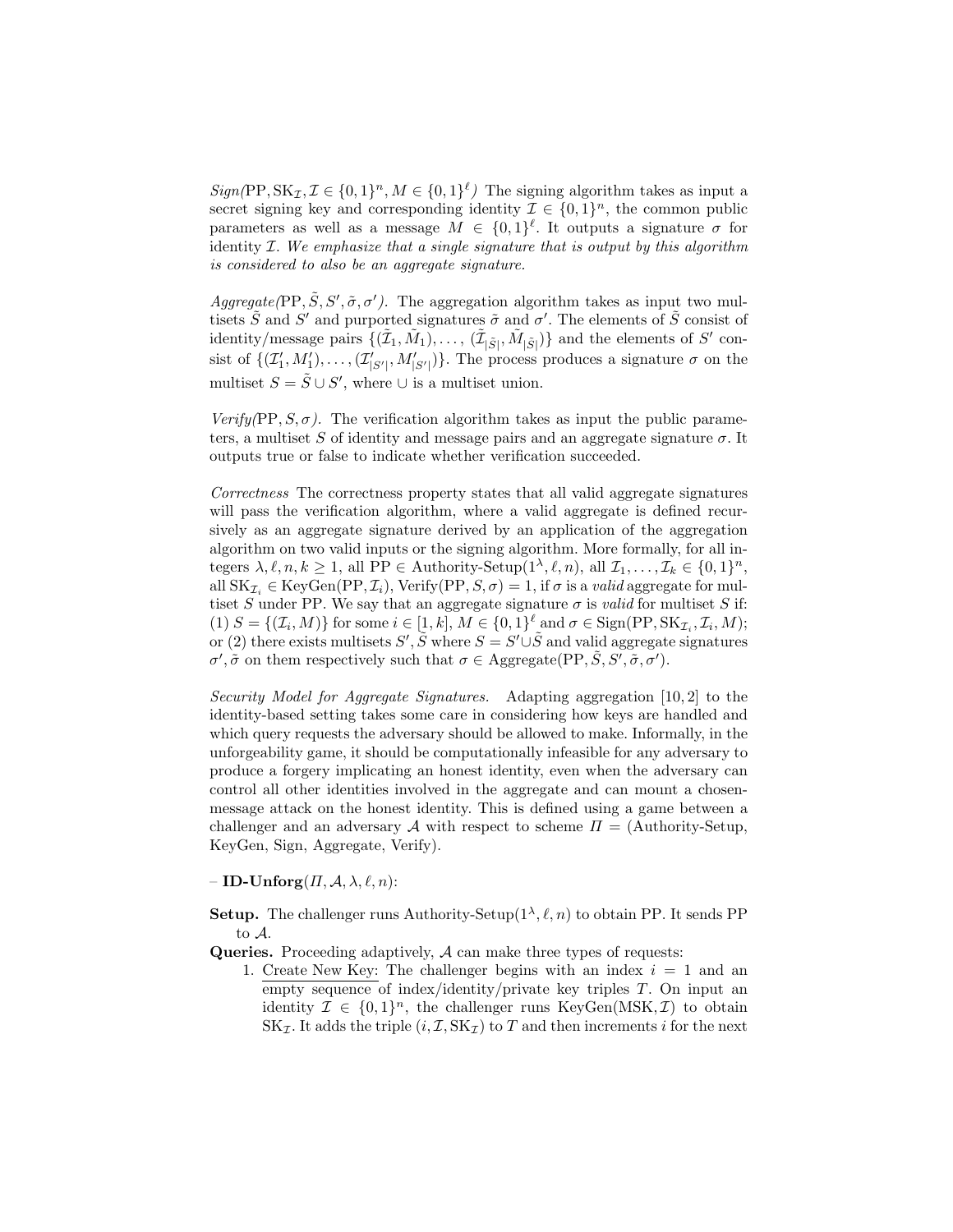*Sign*$(\mathrm{PP}, \mathrm{SK}_{\mathcal{I}}, \mathcal{I} \in \{0,1\}^n, M \in \{0,1\}^\ell)$ The signing algorithm takes as input a secret signing key and corresponding identity $\mathcal{I} \in \{0,1\}^n$, the common public parameters as well as a message $M \in \{0,1\}^\ell$. It outputs a signature $\sigma$ for identity $\mathcal{I}$. *We emphasize that a single signature that is output by this algorithm is considered to also be an aggregate signature.*

*Aggregate*$(\mathrm{PP}, \tilde{S}, S', \tilde{\sigma}, \sigma')$. The aggregation algorithm takes as input two multisets $\tilde{S}$ and $S'$ and purported signatures $\tilde{\sigma}$ and $\sigma'$. The elements of $\tilde{S}$ consist of identity/message pairs $\{(\tilde{\mathcal{I}}_1, \tilde{M}_1), \ldots, (\tilde{\mathcal{I}}_{|\tilde{S}|}, \tilde{M}_{|\tilde{S}|})\}$ and the elements of $S'$ consist of $\{(\mathcal{I}'_1, M'_1), \ldots, (\mathcal{I}'_{|S'|}, M'_{|S'|})\}$. The process produces a signature $\sigma$ on the multiset $S = \tilde{S} \cup S'$, where $\cup$ is a multiset union.

*Verify*$(\mathrm{PP}, S, \sigma)$. The verification algorithm takes as input the public parameters, a multiset $S$ of identity and message pairs and an aggregate signature $\sigma$. It outputs true or false to indicate whether verification succeeded.

*Correctness* The correctness property states that all valid aggregate signatures will pass the verification algorithm, where a valid aggregate is defined recursively as an aggregate signature derived by an application of the aggregation algorithm on two valid inputs or the signing algorithm. More formally, for all integers $\lambda, \ell, n, k \geq 1$, all $\mathrm{PP} \in \text{Authority-Setup}(1^\lambda, \ell, n)$, all $\mathcal{I}_1, \ldots, \mathcal{I}_k \in \{0,1\}^n$, all $\mathrm{SK}_{\mathcal{I}_i} \in \mathrm{KeyGen}(\mathrm{PP}, \mathcal{I}_i)$, $\mathrm{Verify}(\mathrm{PP}, S, \sigma) = 1$, if $\sigma$ is a *valid* aggregate for multiset $S$ under PP. We say that an aggregate signature $\sigma$ is *valid* for multiset $S$ if: (1) $S = \{(\mathcal{I}_i, M)\}$ for some $i \in [1, k]$, $M \in \{0,1\}^\ell$ and $\sigma \in \mathrm{Sign}(\mathrm{PP}, \mathrm{SK}_{\mathcal{I}_i}, \mathcal{I}_i, M)$; or (2) there exists multisets $S', \tilde{S}$ where $S = S' \cup \tilde{S}$ and valid aggregate signatures $\sigma', \tilde{\sigma}$ on them respectively such that $\sigma \in \mathrm{Aggregate}(\mathrm{PP}, \tilde{S}, S', \tilde{\sigma}, \sigma')$.

*Security Model for Aggregate Signatures.* Adapting aggregation [10, 2] to the identity-based setting takes some care in considering how keys are handled and which query requests the adversary should be allowed to make. Informally, in the unforgeability game, it should be computationally infeasible for any adversary to produce a forgery implicating an honest identity, even when the adversary can control all other identities involved in the aggregate and can mount a chosen-message attack on the honest identity. This is defined using a game between a challenger and an adversary $\mathcal{A}$ with respect to scheme $\Pi =$ (Authority-Setup, KeyGen, Sign, Aggregate, Verify).

– **ID-Unforg**$(\Pi, \mathcal{A}, \lambda, \ell, n)$:

**Setup.** The challenger runs Authority-Setup$(1^\lambda, \ell, n)$ to obtain PP. It sends PP to $\mathcal{A}$.

**Queries.** Proceeding adaptively, $\mathcal{A}$ can make three types of requests:

1. Create New Key: The challenger begins with an index $i = 1$ and an empty sequence of index/identity/private key triples $T$. On input an identity $\mathcal{I} \in \{0,1\}^n$, the challenger runs KeyGen$(\mathrm{MSK}, \mathcal{I})$ to obtain $\mathrm{SK}_{\mathcal{I}}$. It adds the triple $(i, \mathcal{I}, \mathrm{SK}_{\mathcal{I}})$ to $T$ and then increments $i$ for the next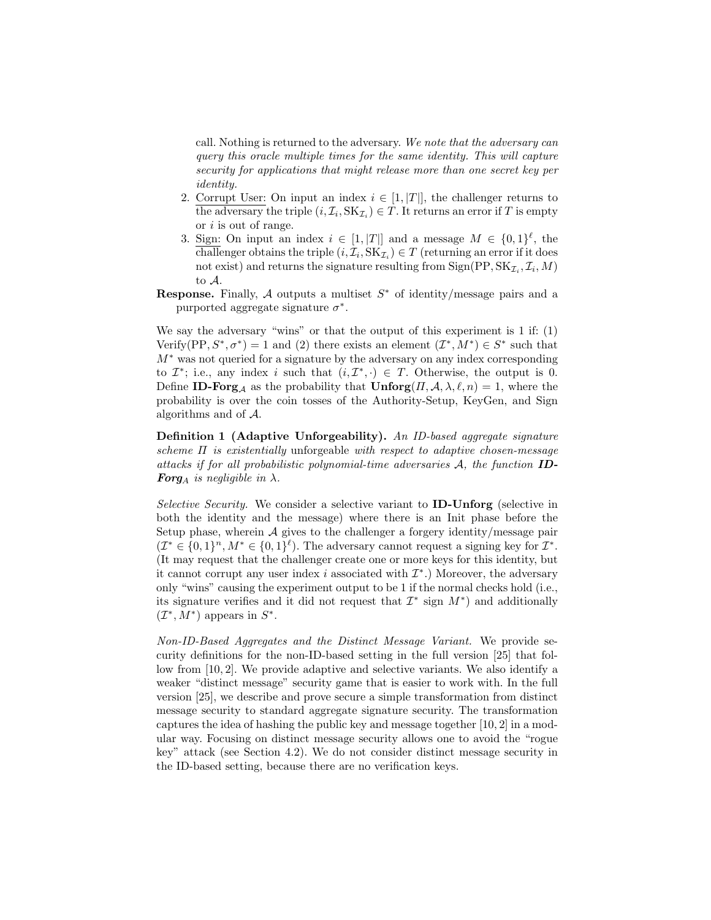call. Nothing is returned to the adversary. *We note that the adversary can query this oracle multiple times for the same identity. This will capture security for applications that might release more than one secret key per identity.*

2. Corrupt User: On input an index $i \in [1, |T|]$, the challenger returns to the adversary the triple $(i, \mathcal{I}_i, \mathrm{SK}_{\mathcal{I}_i}) \in T$. It returns an error if $T$ is empty or $i$ is out of range.
3. Sign: On input an index $i \in [1, |T|]$ and a message $M \in \{0,1\}^\ell$, the challenger obtains the triple $(i, \mathcal{I}_i, \mathrm{SK}_{\mathcal{I}_i}) \in T$ (returning an error if it does not exist) and returns the signature resulting from $\mathrm{Sign}(\mathrm{PP}, \mathrm{SK}_{\mathcal{I}_i}, \mathcal{I}_i, M)$ to $\mathcal{A}$.

**Response.** Finally, $\mathcal{A}$ outputs a multiset $S^*$ of identity/message pairs and a purported aggregate signature $\sigma^*$.

We say the adversary "wins" or that the output of this experiment is 1 if: (1) $\mathrm{Verify}(\mathrm{PP}, S^*, \sigma^*) = 1$ and (2) there exists an element $(\mathcal{I}^*, M^*) \in S^*$ such that $M^*$ was not queried for a signature by the adversary on any index corresponding to $\mathcal{I}^*$; i.e., any index $i$ such that $(i, \mathcal{I}^*, \cdot) \in T$. Otherwise, the output is 0. Define **ID-Forg**$_\mathcal{A}$ as the probability that $\mathbf{Unforg}(\Pi, \mathcal{A}, \lambda, \ell, n) = 1$, where the probability is over the coin tosses of the Authority-Setup, KeyGen, and Sign algorithms and of $\mathcal{A}$.

**Definition 1 (Adaptive Unforgeability).** *An ID-based aggregate signature scheme $\Pi$ is existentially* unforgeable *with respect to adaptive chosen-message attacks if for all probabilistic polynomial-time adversaries $\mathcal{A}$, the function **ID-Forg**$_A$ is negligible in $\lambda$.*

*Selective Security.* We consider a selective variant to **ID-Unforg** (selective in both the identity and the message) where there is an Init phase before the Setup phase, wherein $\mathcal{A}$ gives to the challenger a forgery identity/message pair $(\mathcal{I}^* \in \{0,1\}^n, M^* \in \{0,1\}^\ell)$. The adversary cannot request a signing key for $\mathcal{I}^*$. (It may request that the challenger create one or more keys for this identity, but it cannot corrupt any user index $i$ associated with $\mathcal{I}^*$.) Moreover, the adversary only "wins" causing the experiment output to be 1 if the normal checks hold (i.e., its signature verifies and it did not request that $\mathcal{I}^*$ sign $M^*$) and additionally $(\mathcal{I}^*, M^*)$ appears in $S^*$.

*Non-ID-Based Aggregates and the Distinct Message Variant.* We provide security definitions for the non-ID-based setting in the full version [25] that follow from [10, 2]. We provide adaptive and selective variants. We also identify a weaker "distinct message" security game that is easier to work with. In the full version [25], we describe and prove secure a simple transformation from distinct message security to standard aggregate signature security. The transformation captures the idea of hashing the public key and message together [10, 2] in a modular way. Focusing on distinct message security allows one to avoid the "rogue key" attack (see Section 4.2). We do not consider distinct message security in the ID-based setting, because there are no verification keys.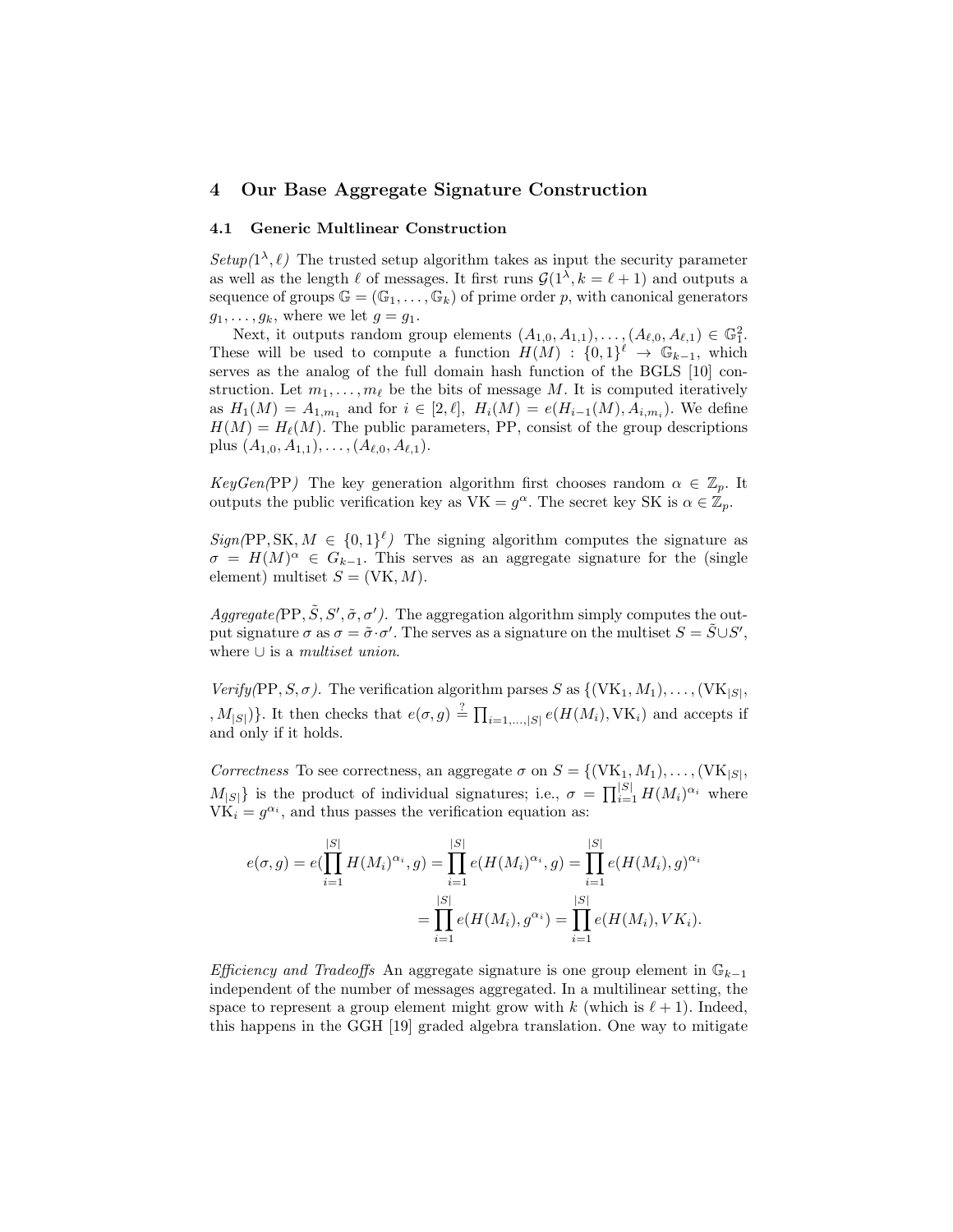## 4 Our Base Aggregate Signature Construction

### 4.1 Generic Multilinear Construction

*Setup*($1^\lambda, \ell$) The trusted setup algorithm takes as input the security parameter as well as the length $\ell$ of messages. It first runs $\mathcal{G}(1^\lambda, k = \ell + 1)$ and outputs a sequence of groups $\mathbb{G} = (\mathbb{G}_1, \ldots, \mathbb{G}_k)$ of prime order $p$, with canonical generators $g_1, \ldots, g_k$, where we let $g = g_1$.

Next, it outputs random group elements $(A_{1,0}, A_{1,1}), \ldots, (A_{\ell,0}, A_{\ell,1}) \in \mathbb{G}_1^2$. These will be used to compute a function $H(M) : \{0,1\}^\ell \to \mathbb{G}_{k-1}$, which serves as the analog of the full domain hash function of the BGLS [10] construction. Let $m_1, \ldots, m_\ell$ be the bits of message $M$. It is computed iteratively as $H_1(M) = A_{1,m_1}$ and for $i \in [2, \ell]$, $H_i(M) = e(H_{i-1}(M), A_{i,m_i})$. We define $H(M) = H_\ell(M)$. The public parameters, PP, consist of the group descriptions plus $(A_{1,0}, A_{1,1}), \ldots, (A_{\ell,0}, A_{\ell,1})$.

*KeyGen*(PP) The key generation algorithm first chooses random $\alpha \in \mathbb{Z}_p$. It outputs the public verification key as $\mathrm{VK} = g^\alpha$. The secret key SK is $\alpha \in \mathbb{Z}_p$.

*Sign*($\mathrm{PP}, \mathrm{SK}, M \in \{0,1\}^\ell$) The signing algorithm computes the signature as $\sigma = H(M)^\alpha \in G_{k-1}$. This serves as an aggregate signature for the (single element) multiset $S = (\mathrm{VK}, M)$.

*Aggregate*($\mathrm{PP}, \tilde{S}, S', \tilde{\sigma}, \sigma'$). The aggregation algorithm simply computes the output signature $\sigma$ as $\sigma = \tilde{\sigma} \cdot \sigma'$. The serves as a signature on the multiset $S = \tilde{S} \cup S'$, where $\cup$ is a *multiset union*.

*Verify*($\mathrm{PP}, S, \sigma$). The verification algorithm parses $S$ as $\{(\mathrm{VK}_1, M_1), \ldots, (\mathrm{VK}_{|S|}, M_{|S|})\}$. It then checks that $e(\sigma, g) \stackrel{?}{=} \prod_{i=1,\ldots,|S|} e(H(M_i), \mathrm{VK}_i)$ and accepts if and only if it holds.

*Correctness* To see correctness, an aggregate $\sigma$ on $S = \{(\mathrm{VK}_1, M_1), \ldots, (\mathrm{VK}_{|S|}, M_{|S|}\}$ is the product of individual signatures; i.e., $\sigma = \prod_{i=1}^{|S|} H(M_i)^{\alpha_i}$ where $\mathrm{VK}_i = g^{\alpha_i}$, and thus passes the verification equation as:

$$
\begin{aligned}
e(\sigma, g) = e(\prod_{i=1}^{|S|} H(M_i)^{\alpha_i}, g) &= \prod_{i=1}^{|S|} e(H(M_i)^{\alpha_i}, g) = \prod_{i=1}^{|S|} e(H(M_i), g)^{\alpha_i} \\
&= \prod_{i=1}^{|S|} e(H(M_i), g^{\alpha_i}) = \prod_{i=1}^{|S|} e(H(M_i), VK_i).
\end{aligned}
$$

*Efficiency and Tradeoffs* An aggregate signature is one group element in $\mathbb{G}_{k-1}$ independent of the number of messages aggregated. In a multilinear setting, the space to represent a group element might grow with $k$ (which is $\ell + 1$). Indeed, this happens in the GGH [19] graded algebra translation. One way to mitigate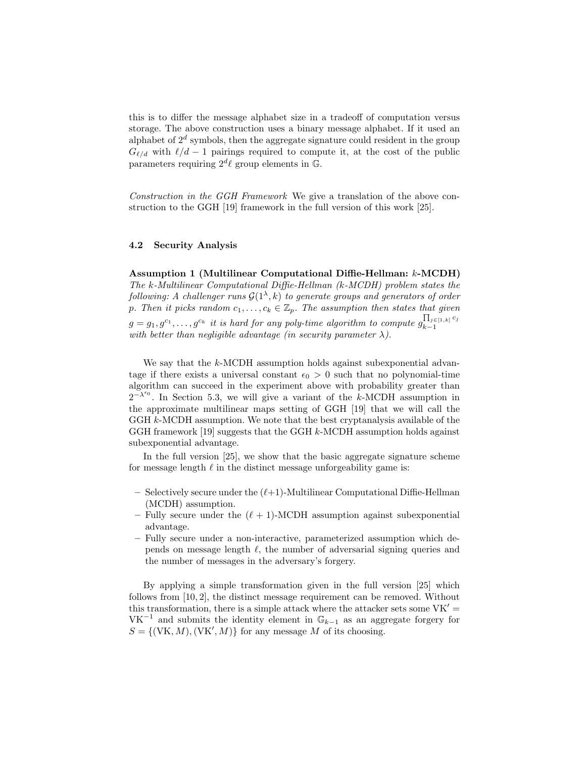this is to differ the message alphabet size in a tradeoff of computation versus storage. The above construction uses a binary message alphabet. If it used an alphabet of $2^d$ symbols, then the aggregate signature could resident in the group $G_{\ell/d}$ with $\ell/d - 1$ pairings required to compute it, at the cost of the public parameters requiring $2^d \ell$ group elements in $\mathbb{G}$.

*Construction in the GGH Framework* We give a translation of the above construction to the GGH [19] framework in the full version of this work [25].

### 4.2 Security Analysis

**Assumption 1 (Multilinear Computational Diffie-Hellman: $k$-MCDH)** *The $k$-Multilinear Computational Diffie-Hellman ($k$-MCDH) problem states the following: A challenger runs $\mathcal{G}(1^\lambda, k)$ to generate groups and generators of order $p$. Then it picks random $c_1, \ldots, c_k \in \mathbb{Z}_p$. The assumption then states that given $g = g_1, g^{c_1}, \ldots, g^{c_k}$ it is hard for any poly-time algorithm to compute $g_{k-1}^{\prod_{j \in [1,k]} c_j}$ with better than negligible advantage (in security parameter $\lambda$).*

We say that the $k$-MCDH assumption holds against subexponential advantage if there exists a universal constant $\epsilon_0 > 0$ such that no polynomial-time algorithm can succeed in the experiment above with probability greater than $2^{-\lambda^{\epsilon_0}}$. In Section 5.3, we will give a variant of the $k$-MCDH assumption in the approximate multilinear maps setting of GGH [19] that we will call the GGH $k$-MCDH assumption. We note that the best cryptanalysis available of the GGH framework [19] suggests that the GGH $k$-MCDH assumption holds against subexponential advantage.

In the full version [25], we show that the basic aggregate signature scheme for message length $\ell$ in the distinct message unforgeability game is:

- Selectively secure under the $(\ell+1)$-Multilinear Computational Diffie-Hellman (MCDH) assumption.
- Fully secure under the $(\ell + 1)$-MCDH assumption against subexponential advantage.
- Fully secure under a non-interactive, parameterized assumption which depends on message length $\ell$, the number of adversarial signing queries and the number of messages in the adversary's forgery.

By applying a simple transformation given in the full version [25] which follows from [10, 2], the distinct message requirement can be removed. Without this transformation, there is a simple attack where the attacker sets some $\mathrm{VK}' = \mathrm{VK}^{-1}$ and submits the identity element in $\mathbb{G}_{k-1}$ as an aggregate forgery for $S = \{(\mathrm{VK}, M), (\mathrm{VK}', M)\}$ for any message $M$ of its choosing.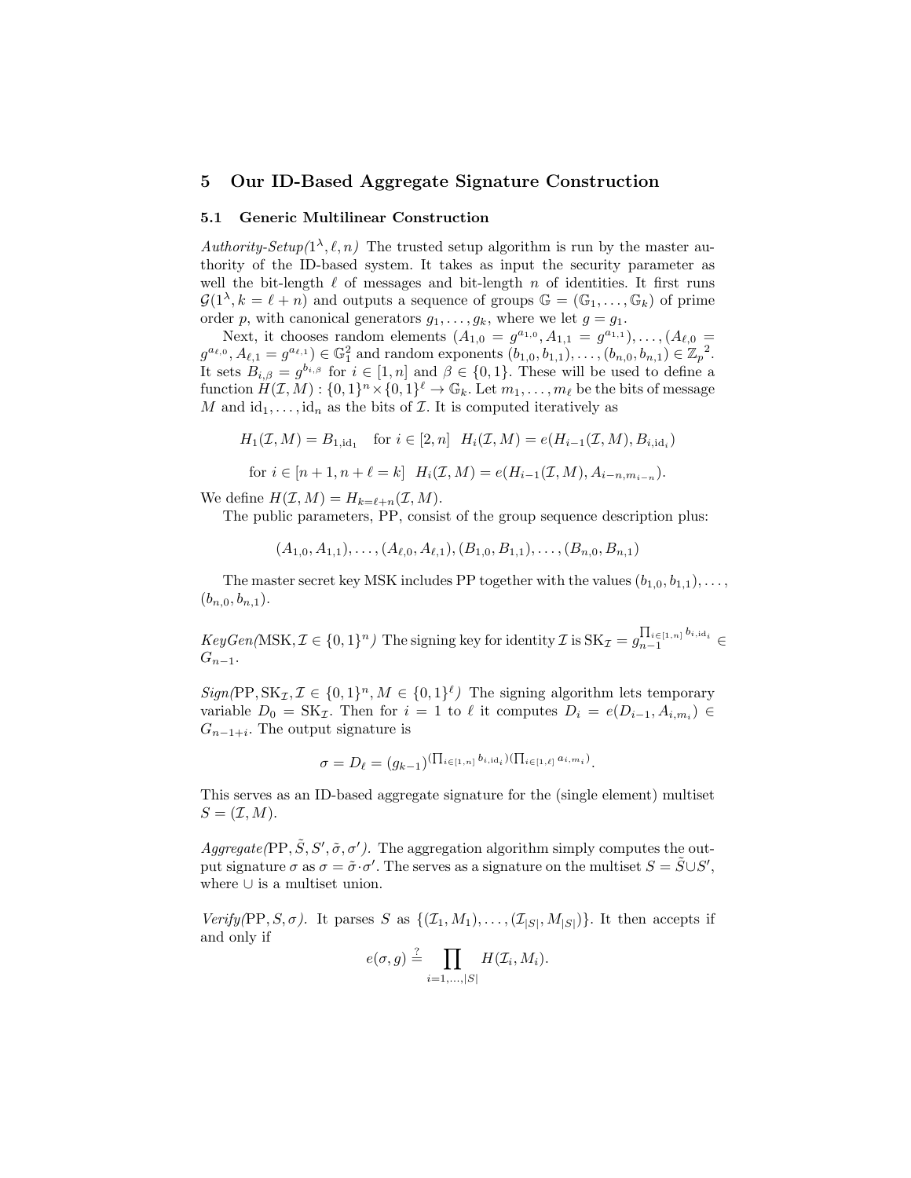## 5 Our ID-Based Aggregate Signature Construction

### 5.1 Generic Multilinear Construction

*Authority-Setup*$(1^\lambda, \ell, n)$ The trusted setup algorithm is run by the master authority of the ID-based system. It takes as input the security parameter as well the bit-length $\ell$ of messages and bit-length $n$ of identities. It first runs $\mathcal{G}(1^\lambda, k = \ell + n)$ and outputs a sequence of groups $\mathbb{G} = (\mathbb{G}_1, \ldots, \mathbb{G}_k)$ of prime order $p$, with canonical generators $g_1, \ldots, g_k$, where we let $g = g_1$.

Next, it chooses random elements $(A_{1,0} = g^{a_{1,0}}, A_{1,1} = g^{a_{1,1}}), \ldots, (A_{\ell,0} = g^{a_{\ell,0}}, A_{\ell,1} = g^{a_{\ell,1}}) \in \mathbb{G}_1^2$ and random exponents $(b_{1,0}, b_{1,1}), \ldots, (b_{n,0}, b_{n,1}) \in \mathbb{Z}_p{}^2$. It sets $B_{i,\beta} = g^{b_{i,\beta}}$ for $i \in [1, n]$ and $\beta \in \{0, 1\}$. These will be used to define a function $H(\mathcal{I}, M) : \{0,1\}^n \times \{0,1\}^\ell \to \mathbb{G}_k$. Let $m_1, \ldots, m_\ell$ be the bits of message $M$ and $\text{id}_1, \ldots, \text{id}_n$ as the bits of $\mathcal{I}$. It is computed iteratively as

$$H_1(\mathcal{I}, M) = B_{1,\text{id}_1} \quad \text{for } i \in [2, n] \quad H_i(\mathcal{I}, M) = e(H_{i-1}(\mathcal{I}, M), B_{i,\text{id}_i})$$

$$\text{for } i \in [n+1, n+\ell = k] \quad H_i(\mathcal{I}, M) = e(H_{i-1}(\mathcal{I}, M), A_{i-n, m_{i-n}}).$$

We define $H(\mathcal{I}, M) = H_{k=\ell+n}(\mathcal{I}, M)$.

The public parameters, PP, consist of the group sequence description plus:

$$(A_{1,0}, A_{1,1}), \ldots, (A_{\ell,0}, A_{\ell,1}), (B_{1,0}, B_{1,1}), \ldots, (B_{n,0}, B_{n,1})$$

The master secret key MSK includes PP together with the values $(b_{1,0}, b_{1,1}), \ldots, (b_{n,0}, b_{n,1})$.

*KeyGen*$(\text{MSK}, \mathcal{I} \in \{0,1\}^n)$ The signing key for identity $\mathcal{I}$ is $\text{SK}_\mathcal{I} = g_{n-1}^{\prod_{i \in [1,n]} b_{i,\text{id}_i}} \in G_{n-1}$.

*Sign*$(\text{PP}, \text{SK}_\mathcal{I}, \mathcal{I} \in \{0,1\}^n, M \in \{0,1\}^\ell)$ The signing algorithm lets temporary variable $D_0 = \text{SK}_\mathcal{I}$. Then for $i = 1$ to $\ell$ it computes $D_i = e(D_{i-1}, A_{i,m_i}) \in G_{n-1+i}$. The output signature is

$$\sigma = D_\ell = (g_{k-1})^{(\prod_{i \in [1,n]} b_{i,\text{id}_i})(\prod_{i \in [1,\ell]} a_{i,m_i})}.$$

This serves as an ID-based aggregate signature for the (single element) multiset $S = (\mathcal{I}, M)$.

*Aggregate*$(\text{PP}, \tilde{S}, S', \tilde{\sigma}, \sigma')$. The aggregation algorithm simply computes the output signature $\sigma$ as $\sigma = \tilde{\sigma} \cdot \sigma'$. The serves as a signature on the multiset $S = \tilde{S} \cup S'$, where $\cup$ is a multiset union.

*Verify*$(\text{PP}, S, \sigma)$. It parses $S$ as $\{(\mathcal{I}_1, M_1), \ldots, (\mathcal{I}_{|S|}, M_{|S|})\}$. It then accepts if and only if

$$e(\sigma, g) \stackrel{?}{=} \prod_{i=1,\ldots,|S|} H(\mathcal{I}_i, M_i).$$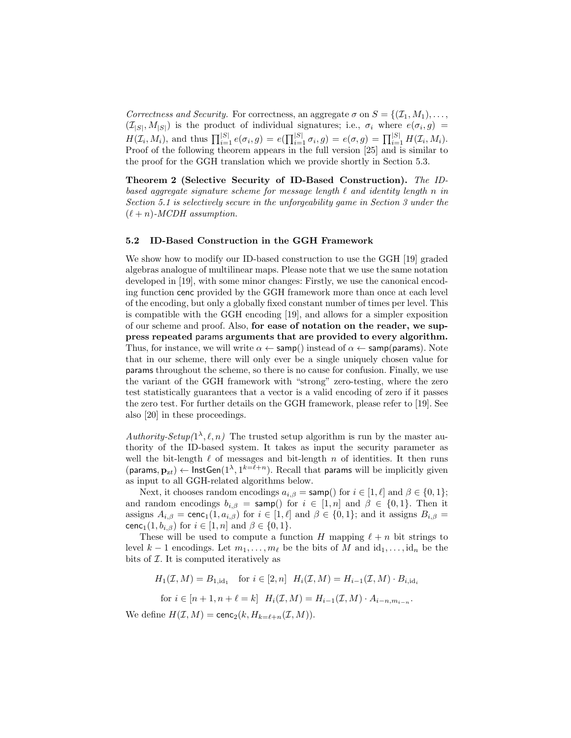*Correctness and Security.* For correctness, an aggregate $\sigma$ on $S = \{(\mathcal{I}_1, M_1), \ldots, (\mathcal{I}_{|S|}, M_{|S|})$ is the product of individual signatures; i.e., $\sigma_i$ where $e(\sigma_i, g) = H(\mathcal{I}_i, M_i)$, and thus $\prod_{i=1}^{|S|} e(\sigma_i, g) = e(\prod_{i=1}^{|S|} \sigma_i, g) = e(\sigma, g) = \prod_{i=1}^{|S|} H(\mathcal{I}_i, M_i)$. Proof of the following theorem appears in the full version [25] and is similar to the proof for the GGH translation which we provide shortly in Section 5.3.

**Theorem 2 (Selective Security of ID-Based Construction).** *The ID-based aggregate signature scheme for message length $\ell$ and identity length $n$ in Section 5.1 is selectively secure in the unforgeability game in Section 3 under the $(\ell + n)$-MCDH assumption.*

### 5.2 ID-Based Construction in the GGH Framework

We show how to modify our ID-based construction to use the GGH [19] graded algebras analogue of multilinear maps. Please note that we use the same notation developed in [19], with some minor changes: Firstly, we use the canonical encoding function $\mathsf{cenc}$ provided by the GGH framework more than once at each level of the encoding, but only a globally fixed constant number of times per level. This is compatible with the GGH encoding [19], and allows for a simpler exposition of our scheme and proof. Also, **for ease of notation on the reader, we suppress repeated $\mathsf{params}$ arguments that are provided to every algorithm.** Thus, for instance, we will write $\alpha \leftarrow \mathsf{samp}()$ instead of $\alpha \leftarrow \mathsf{samp}(\mathsf{params})$. Note that in our scheme, there will only ever be a single uniquely chosen value for $\mathsf{params}$ throughout the scheme, so there is no cause for confusion. Finally, we use the variant of the GGH framework with "strong" zero-testing, where the zero test statistically guarantees that a vector is a valid encoding of zero if it passes the zero test. For further details on the GGH framework, please refer to [19]. See also [20] in these proceedings.

*Authority-Setup($1^\lambda, \ell, n$)* The trusted setup algorithm is run by the master authority of the ID-based system. It takes as input the security parameter as well the bit-length $\ell$ of messages and bit-length $n$ of identities. It then runs $(\mathsf{params}, \mathbf{p}_{zt}) \leftarrow \mathsf{InstGen}(1^\lambda, 1^{k=\ell+n})$. Recall that $\mathsf{params}$ will be implicitly given as input to all GGH-related algorithms below.

Next, it chooses random encodings $a_{i,\beta} = \mathsf{samp}()$ for $i \in [1, \ell]$ and $\beta \in \{0, 1\}$; and random encodings $b_{i,\beta} = \mathsf{samp}()$ for $i \in [1, n]$ and $\beta \in \{0, 1\}$. Then it assigns $A_{i,\beta} = \mathsf{cenc}_1(1, a_{i,\beta})$ for $i \in [1, \ell]$ and $\beta \in \{0, 1\}$; and it assigns $B_{i,\beta} = \mathsf{cenc}_1(1, b_{i,\beta})$ for $i \in [1, n]$ and $\beta \in \{0, 1\}$.

These will be used to compute a function $H$ mapping $\ell + n$ bit strings to level $k - 1$ encodings. Let $m_1, \ldots, m_\ell$ be the bits of $M$ and $\mathrm{id}_1, \ldots, \mathrm{id}_n$ be the bits of $\mathcal{I}$. It is computed iteratively as

$$H_1(\mathcal{I}, M) = B_{1,\mathrm{id}_1} \quad \text{for } i \in [2, n] \quad H_i(\mathcal{I}, M) = H_{i-1}(\mathcal{I}, M) \cdot B_{i,\mathrm{id}_i}$$

$$\text{for } i \in [n + 1, n + \ell = k] \quad H_i(\mathcal{I}, M) = H_{i-1}(\mathcal{I}, M) \cdot A_{i-n, m_{i-n}}.$$

We define $H(\mathcal{I}, M) = \mathsf{cenc}_2(k, H_{k=\ell+n}(\mathcal{I}, M))$.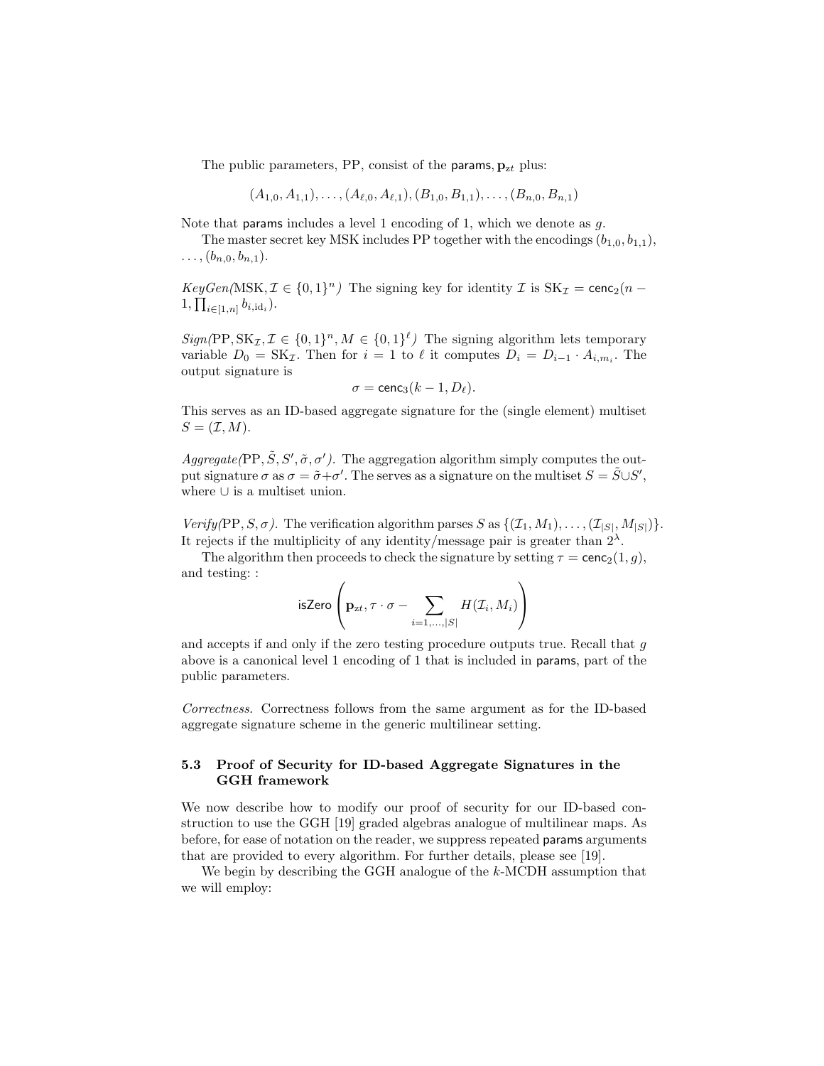The public parameters, PP, consist of the $\mathsf{params}$, $\mathbf{p}_{zt}$ plus:

$$(A_{1,0}, A_{1,1}), \ldots, (A_{\ell,0}, A_{\ell,1}), (B_{1,0}, B_{1,1}), \ldots, (B_{n,0}, B_{n,1})$$

Note that $\mathsf{params}$ includes a level 1 encoding of 1, which we denote as $g$.

The master secret key MSK includes PP together with the encodings $(b_{1,0}, b_{1,1}), \ldots, (b_{n,0}, b_{n,1})$.

*KeyGen(*MSK, $\mathcal{I} \in \{0,1\}^n$*)* The signing key for identity $\mathcal{I}$ is $\mathrm{SK}_{\mathcal{I}} = \mathsf{cenc}_2(n-1, \prod_{i\in[1,n]} b_{i,\mathrm{id}_i})$.

*Sign(*PP, $\mathrm{SK}_{\mathcal{I}}, \mathcal{I} \in \{0,1\}^n, M \in \{0,1\}^\ell$*)* The signing algorithm lets temporary variable $D_0 = \mathrm{SK}_{\mathcal{I}}$. Then for $i = 1$ to $\ell$ it computes $D_i = D_{i-1} \cdot A_{i,m_i}$. The output signature is

$$\sigma = \mathsf{cenc}_3(k-1, D_\ell).$$

This serves as an ID-based aggregate signature for the (single element) multiset $S = (\mathcal{I}, M)$.

*Aggregate(*PP, $\tilde{S}, S', \tilde{\sigma}, \sigma'$*).* The aggregation algorithm simply computes the output signature $\sigma$ as $\sigma = \tilde{\sigma} + \sigma'$. The serves as a signature on the multiset $S = \tilde{S} \cup S'$, where $\cup$ is a multiset union.

*Verify(*PP, $S, \sigma$*).* The verification algorithm parses $S$ as $\{(\mathcal{I}_1, M_1), \ldots, (\mathcal{I}_{|S|}, M_{|S|})\}$. It rejects if the multiplicity of any identity/message pair is greater than $2^\lambda$.

The algorithm then proceeds to check the signature by setting $\tau = \mathsf{cenc}_2(1, g)$, and testing: :

$$\mathsf{isZero}\left(\mathbf{p}_{zt}, \tau \cdot \sigma - \sum_{i=1,\ldots,|S|} H(\mathcal{I}_i, M_i)\right)$$

and accepts if and only if the zero testing procedure outputs true. Recall that $g$ above is a canonical level 1 encoding of 1 that is included in $\mathsf{params}$, part of the public parameters.

*Correctness.* Correctness follows from the same argument as for the ID-based aggregate signature scheme in the generic multilinear setting.

### 5.3 Proof of Security for ID-based Aggregate Signatures in the GGH framework

We now describe how to modify our proof of security for our ID-based construction to use the GGH [19] graded algebras analogue of multilinear maps. As before, for ease of notation on the reader, we suppress repeated $\mathsf{params}$ arguments that are provided to every algorithm. For further details, please see [19].

We begin by describing the GGH analogue of the $k$-MCDH assumption that we will employ: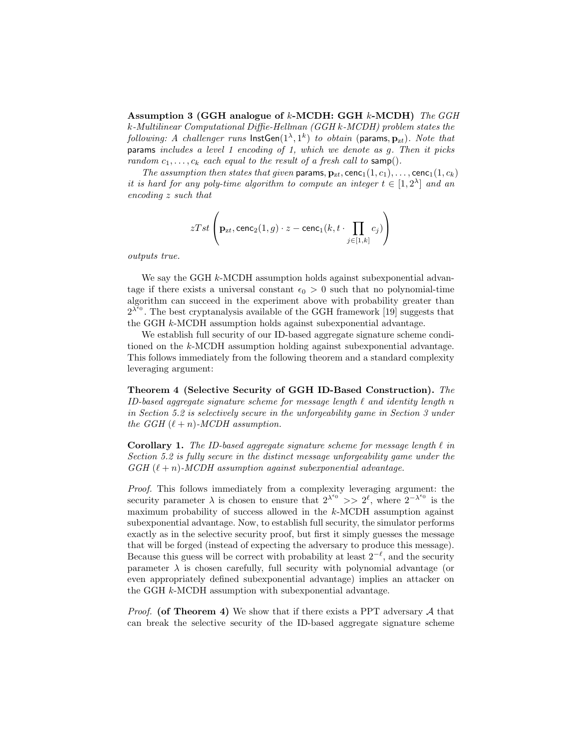**Assumption 3 (GGH analogue of $k$-MCDH: GGH $k$-MCDH)** *The GGH $k$-Multilinear Computational Diffie-Hellman (GGH $k$-MCDH) problem states the following: A challenger runs $\mathsf{InstGen}(1^\lambda, 1^k)$ to obtain $(\mathsf{params}, \mathbf{p}_{zt})$. Note that* $\mathsf{params}$ *includes a level 1 encoding of 1, which we denote as $g$. Then it picks random $c_1, \ldots, c_k$ each equal to the result of a fresh call to* $\mathsf{samp}()$.

*The assumption then states that given* $\mathsf{params}, \mathbf{p}_{zt}, \mathsf{cenc}_1(1, c_1), \ldots, \mathsf{cenc}_1(1, c_k)$ *it is hard for any poly-time algorithm to compute an integer $t \in [1, 2^\lambda]$ and an encoding $z$ such that*

$$zTst\left(\mathbf{p}_{zt}, \mathsf{cenc}_2(1, g) \cdot z - \mathsf{cenc}_1(k, t \cdot \prod_{j \in [1,k]} c_j)\right)$$

*outputs true.*

We say the GGH $k$-MCDH assumption holds against subexponential advantage if there exists a universal constant $\epsilon_0 > 0$ such that no polynomial-time algorithm can succeed in the experiment above with probability greater than $2^{\lambda^{\epsilon_0}}$. The best cryptanalysis available of the GGH framework [19] suggests that the GGH $k$-MCDH assumption holds against subexponential advantage.

We establish full security of our ID-based aggregate signature scheme conditioned on the $k$-MCDH assumption holding against subexponential advantage. This follows immediately from the following theorem and a standard complexity leveraging argument:

**Theorem 4 (Selective Security of GGH ID-Based Construction).** *The ID-based aggregate signature scheme for message length $\ell$ and identity length $n$ in Section 5.2 is selectively secure in the unforgeability game in Section 3 under the GGH $(\ell + n)$-MCDH assumption.*

**Corollary 1.** *The ID-based aggregate signature scheme for message length $\ell$ in Section 5.2 is fully secure in the distinct message unforgeability game under the GGH $(\ell + n)$-MCDH assumption against subexponential advantage.*

*Proof.* This follows immediately from a complexity leveraging argument: the security parameter $\lambda$ is chosen to ensure that $2^{\lambda^{\epsilon_0}} >> 2^{\ell}$, where $2^{-\lambda^{\epsilon_0}}$ is the maximum probability of success allowed in the $k$-MCDH assumption against subexponential advantage. Now, to establish full security, the simulator performs exactly as in the selective security proof, but first it simply guesses the message that will be forged (instead of expecting the adversary to produce this message). Because this guess will be correct with probability at least $2^{-\ell}$, and the security parameter $\lambda$ is chosen carefully, full security with polynomial advantage (or even appropriately defined subexponential advantage) implies an attacker on the GGH $k$-MCDH assumption with subexponential advantage.

*Proof.* **(of Theorem 4)** We show that if there exists a PPT adversary $\mathcal{A}$ that can break the selective security of the ID-based aggregate signature scheme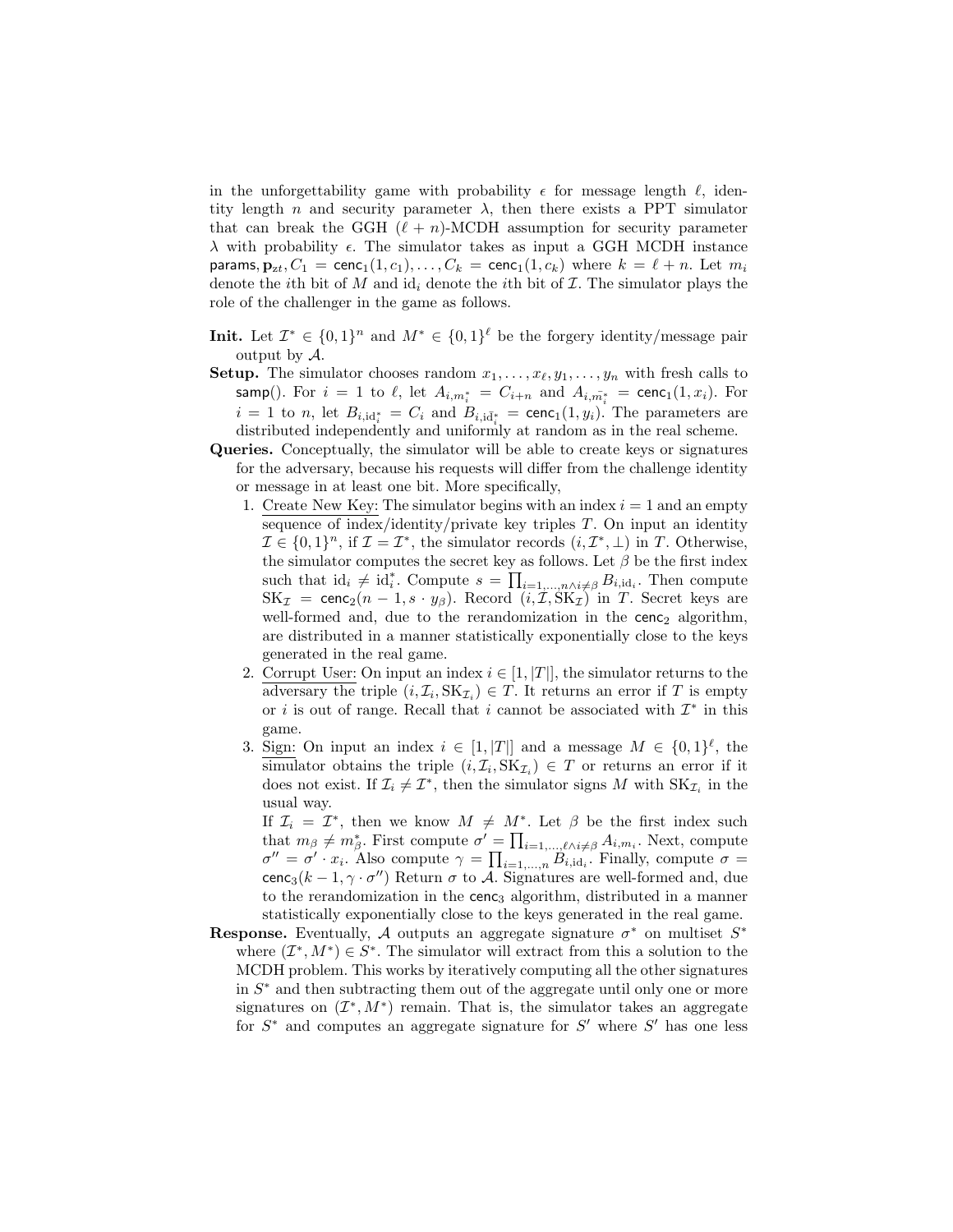in the unforgettability game with probability $\epsilon$ for message length $\ell$, identity length $n$ and security parameter $\lambda$, then there exists a PPT simulator that can break the GGH $(\ell + n)$-MCDH assumption for security parameter $\lambda$ with probability $\epsilon$. The simulator takes as input a GGH MCDH instance $\mathsf{params}, \mathbf{p}_{zt}, C_1 = \mathsf{cenc}_1(1, c_1), \ldots, C_k = \mathsf{cenc}_1(1, c_k)$ where $k = \ell + n$. Let $m_i$ denote the $i$th bit of $M$ and $\mathrm{id}_i$ denote the $i$th bit of $\mathcal{I}$. The simulator plays the role of the challenger in the game as follows.

**Init.** Let $\mathcal{I}^* \in \{0,1\}^n$ and $M^* \in \{0,1\}^\ell$ be the forgery identity/message pair output by $\mathcal{A}$.

**Setup.** The simulator chooses random $x_1, \ldots, x_\ell, y_1, \ldots, y_n$ with fresh calls to $\mathsf{samp}()$. For $i = 1$ to $\ell$, let $A_{i,m_i^*} = C_{i+n}$ and $A_{i,\bar{m}_i^*} = \mathsf{cenc}_1(1, x_i)$. For $i = 1$ to $n$, let $B_{i,\mathrm{id}_i^*} = C_i$ and $B_{i,\bar{\mathrm{id}}_i^*} = \mathsf{cenc}_1(1, y_i)$. The parameters are distributed independently and uniformly at random as in the real scheme.

**Queries.** Conceptually, the simulator will be able to create keys or signatures for the adversary, because his requests will differ from the challenge identity or message in at least one bit. More specifically,

1. Create New Key: The simulator begins with an index $i = 1$ and an empty sequence of index/identity/private key triples $T$. On input an identity $\mathcal{I} \in \{0,1\}^n$, if $\mathcal{I} = \mathcal{I}^*$, the simulator records $(i, \mathcal{I}^*, \perp)$ in $T$. Otherwise, the simulator computes the secret key as follows. Let $\beta$ be the first index such that $\mathrm{id}_i \neq \mathrm{id}_i^*$. Compute $s = \prod_{i=1,\ldots,n \wedge i \neq \beta} B_{i,\mathrm{id}_i}$. Then compute $\mathrm{SK}_{\mathcal{I}} = \mathsf{cenc}_2(n-1, s \cdot y_\beta)$. Record $(i, \mathcal{I}, \mathrm{SK}_{\mathcal{I}})$ in $T$. Secret keys are well-formed and, due to the rerandomization in the $\mathsf{cenc}_2$ algorithm, are distributed in a manner statistically exponentially close to the keys generated in the real game.
2. Corrupt User: On input an index $i \in [1, |T|]$, the simulator returns to the adversary the triple $(i, \mathcal{I}_i, \mathrm{SK}_{\mathcal{I}_i}) \in T$. It returns an error if $T$ is empty or $i$ is out of range. Recall that $i$ cannot be associated with $\mathcal{I}^*$ in this game.
3. Sign: On input an index $i \in [1, |T|]$ and a message $M \in \{0,1\}^\ell$, the simulator obtains the triple $(i, \mathcal{I}_i, \mathrm{SK}_{\mathcal{I}_i}) \in T$ or returns an error if it does not exist. If $\mathcal{I}_i \neq \mathcal{I}^*$, then the simulator signs $M$ with $\mathrm{SK}_{\mathcal{I}_i}$ in the usual way.
   If $\mathcal{I}_i = \mathcal{I}^*$, then we know $M \neq M^*$. Let $\beta$ be the first index such that $m_\beta \neq m_\beta^*$. First compute $\sigma' = \prod_{i=1,\ldots,\ell \wedge i \neq \beta} A_{i,m_i}$. Next, compute $\sigma'' = \sigma' \cdot x_i$. Also compute $\gamma = \prod_{i=1,\ldots,n} B_{i,\mathrm{id}_i}$. Finally, compute $\sigma = \mathsf{cenc}_3(k-1, \gamma \cdot \sigma'')$ Return $\sigma$ to $\mathcal{A}$. Signatures are well-formed and, due to the rerandomization in the $\mathsf{cenc}_3$ algorithm, distributed in a manner statistically exponentially close to the keys generated in the real game.

**Response.** Eventually, $\mathcal{A}$ outputs an aggregate signature $\sigma^*$ on multiset $S^*$ where $(\mathcal{I}^*, M^*) \in S^*$. The simulator will extract from this a solution to the MCDH problem. This works by iteratively computing all the other signatures in $S^*$ and then subtracting them out of the aggregate until only one or more signatures on $(\mathcal{I}^*, M^*)$ remain. That is, the simulator takes an aggregate for $S^*$ and computes an aggregate signature for $S'$ where $S'$ has one less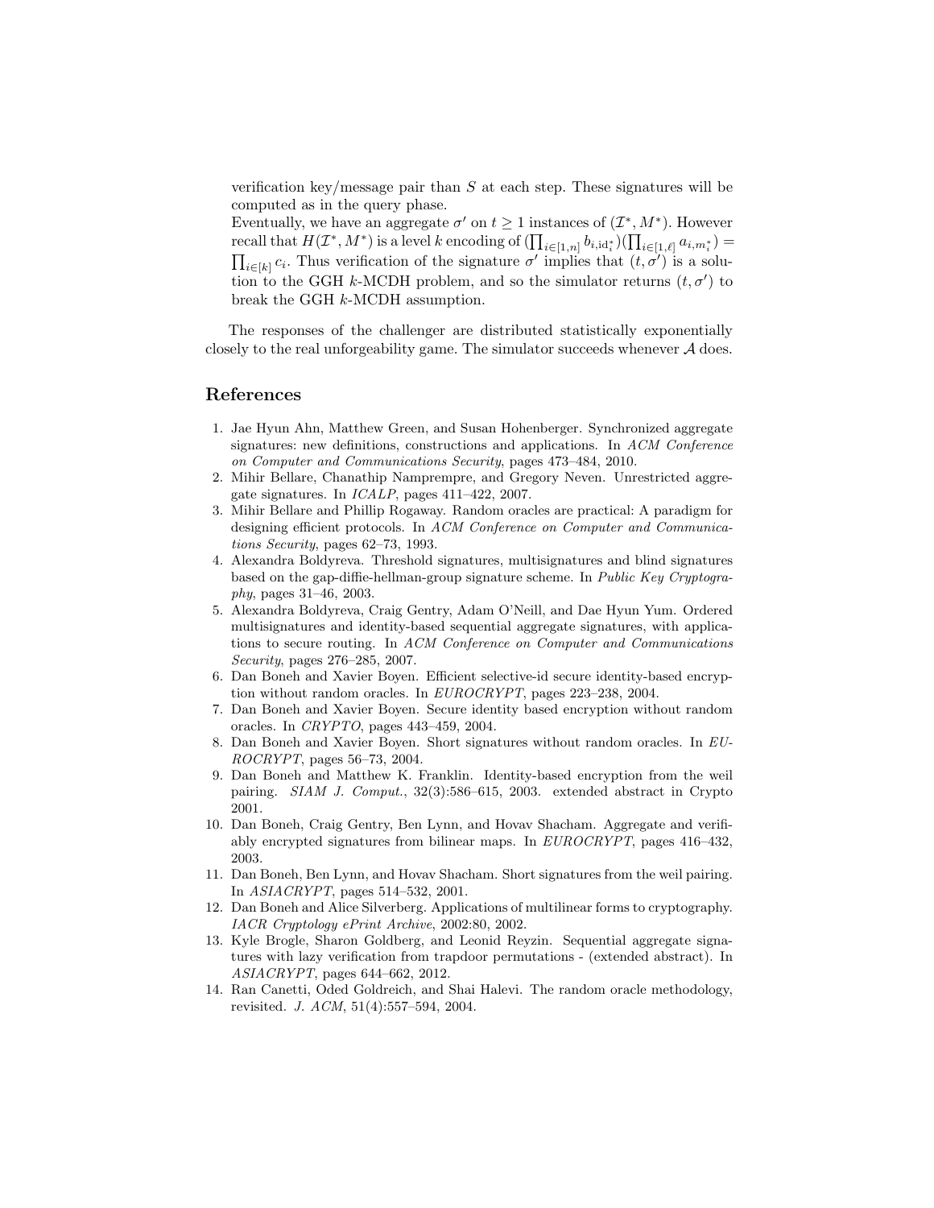verification key/message pair than $S$ at each step. These signatures will be computed as in the query phase.

Eventually, we have an aggregate $\sigma'$ on $t \geq 1$ instances of $(\mathcal{I}^*, M^*)$. However recall that $H(\mathcal{I}^*, M^*)$ is a level $k$ encoding of $(\prod_{i\in[1,n]} b_{i,\mathrm{id}_i^*})(\prod_{i\in[1,\ell]} a_{i,m_i^*}) = \prod_{i\in[k]} c_i$. Thus verification of the signature $\sigma'$ implies that $(t, \sigma')$ is a solution to the GGH $k$-MCDH problem, and so the simulator returns $(t, \sigma')$ to break the GGH $k$-MCDH assumption.

The responses of the challenger are distributed statistically exponentially closely to the real unforgeability game. The simulator succeeds whenever $\mathcal{A}$ does.

## References

1. Jae Hyun Ahn, Matthew Green, and Susan Hohenberger. Synchronized aggregate signatures: new definitions, constructions and applications. In *ACM Conference on Computer and Communications Security*, pages 473–484, 2010.
2. Mihir Bellare, Chanathip Namprempre, and Gregory Neven. Unrestricted aggregate signatures. In *ICALP*, pages 411–422, 2007.
3. Mihir Bellare and Phillip Rogaway. Random oracles are practical: A paradigm for designing efficient protocols. In *ACM Conference on Computer and Communications Security*, pages 62–73, 1993.
4. Alexandra Boldyreva. Threshold signatures, multisignatures and blind signatures based on the gap-diffie-hellman-group signature scheme. In *Public Key Cryptography*, pages 31–46, 2003.
5. Alexandra Boldyreva, Craig Gentry, Adam O'Neill, and Dae Hyun Yum. Ordered multisignatures and identity-based sequential aggregate signatures, with applications to secure routing. In *ACM Conference on Computer and Communications Security*, pages 276–285, 2007.
6. Dan Boneh and Xavier Boyen. Efficient selective-id secure identity-based encryption without random oracles. In *EUROCRYPT*, pages 223–238, 2004.
7. Dan Boneh and Xavier Boyen. Secure identity based encryption without random oracles. In *CRYPTO*, pages 443–459, 2004.
8. Dan Boneh and Xavier Boyen. Short signatures without random oracles. In *EUROCRYPT*, pages 56–73, 2004.
9. Dan Boneh and Matthew K. Franklin. Identity-based encryption from the weil pairing. *SIAM J. Comput.*, 32(3):586–615, 2003. extended abstract in Crypto 2001.
10. Dan Boneh, Craig Gentry, Ben Lynn, and Hovav Shacham. Aggregate and verifiably encrypted signatures from bilinear maps. In *EUROCRYPT*, pages 416–432, 2003.
11. Dan Boneh, Ben Lynn, and Hovav Shacham. Short signatures from the weil pairing. In *ASIACRYPT*, pages 514–532, 2001.
12. Dan Boneh and Alice Silverberg. Applications of multilinear forms to cryptography. *IACR Cryptology ePrint Archive*, 2002:80, 2002.
13. Kyle Brogle, Sharon Goldberg, and Leonid Reyzin. Sequential aggregate signatures with lazy verification from trapdoor permutations - (extended abstract). In *ASIACRYPT*, pages 644–662, 2012.
14. Ran Canetti, Oded Goldreich, and Shai Halevi. The random oracle methodology, revisited. *J. ACM*, 51(4):557–594, 2004.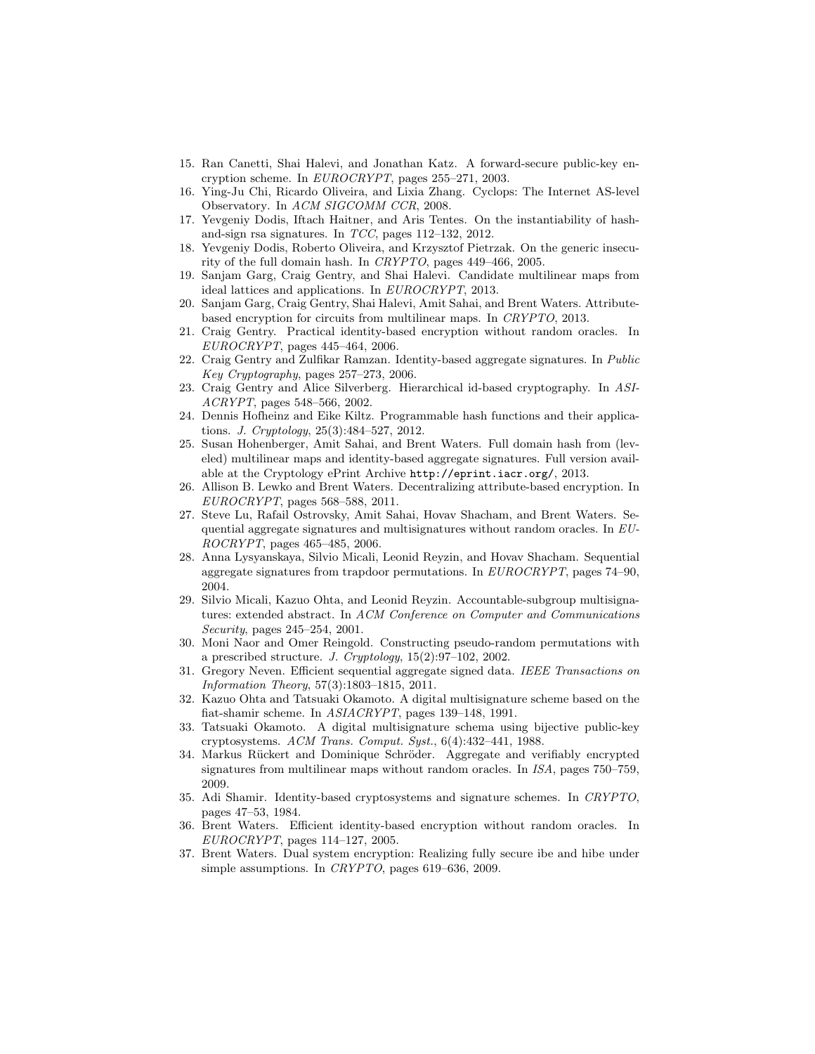15. Ran Canetti, Shai Halevi, and Jonathan Katz. A forward-secure public-key encryption scheme. In *EUROCRYPT*, pages 255–271, 2003.
16. Ying-Ju Chi, Ricardo Oliveira, and Lixia Zhang. Cyclops: The Internet AS-level Observatory. In *ACM SIGCOMM CCR*, 2008.
17. Yevgeniy Dodis, Iftach Haitner, and Aris Tentes. On the instantiability of hash-and-sign rsa signatures. In *TCC*, pages 112–132, 2012.
18. Yevgeniy Dodis, Roberto Oliveira, and Krzysztof Pietrzak. On the generic insecurity of the full domain hash. In *CRYPTO*, pages 449–466, 2005.
19. Sanjam Garg, Craig Gentry, and Shai Halevi. Candidate multilinear maps from ideal lattices and applications. In *EUROCRYPT*, 2013.
20. Sanjam Garg, Craig Gentry, Shai Halevi, Amit Sahai, and Brent Waters. Attribute-based encryption for circuits from multilinear maps. In *CRYPTO*, 2013.
21. Craig Gentry. Practical identity-based encryption without random oracles. In *EUROCRYPT*, pages 445–464, 2006.
22. Craig Gentry and Zulfikar Ramzan. Identity-based aggregate signatures. In *Public Key Cryptography*, pages 257–273, 2006.
23. Craig Gentry and Alice Silverberg. Hierarchical id-based cryptography. In *ASIACRYPT*, pages 548–566, 2002.
24. Dennis Hofheinz and Eike Kiltz. Programmable hash functions and their applications. *J. Cryptology*, 25(3):484–527, 2012.
25. Susan Hohenberger, Amit Sahai, and Brent Waters. Full domain hash from (leveled) multilinear maps and identity-based aggregate signatures. Full version available at the Cryptology ePrint Archive `http://eprint.iacr.org/`, 2013.
26. Allison B. Lewko and Brent Waters. Decentralizing attribute-based encryption. In *EUROCRYPT*, pages 568–588, 2011.
27. Steve Lu, Rafail Ostrovsky, Amit Sahai, Hovav Shacham, and Brent Waters. Sequential aggregate signatures and multisignatures without random oracles. In *EUROCRYPT*, pages 465–485, 2006.
28. Anna Lysyanskaya, Silvio Micali, Leonid Reyzin, and Hovav Shacham. Sequential aggregate signatures from trapdoor permutations. In *EUROCRYPT*, pages 74–90, 2004.
29. Silvio Micali, Kazuo Ohta, and Leonid Reyzin. Accountable-subgroup multisignatures: extended abstract. In *ACM Conference on Computer and Communications Security*, pages 245–254, 2001.
30. Moni Naor and Omer Reingold. Constructing pseudo-random permutations with a prescribed structure. *J. Cryptology*, 15(2):97–102, 2002.
31. Gregory Neven. Efficient sequential aggregate signed data. *IEEE Transactions on Information Theory*, 57(3):1803–1815, 2011.
32. Kazuo Ohta and Tatsuaki Okamoto. A digital multisignature scheme based on the fiat-shamir scheme. In *ASIACRYPT*, pages 139–148, 1991.
33. Tatsuaki Okamoto. A digital multisignature schema using bijective public-key cryptosystems. *ACM Trans. Comput. Syst.*, 6(4):432–441, 1988.
34. Markus Rückert and Dominique Schröder. Aggregate and verifiably encrypted signatures from multilinear maps without random oracles. In *ISA*, pages 750–759, 2009.
35. Adi Shamir. Identity-based cryptosystems and signature schemes. In *CRYPTO*, pages 47–53, 1984.
36. Brent Waters. Efficient identity-based encryption without random oracles. In *EUROCRYPT*, pages 114–127, 2005.
37. Brent Waters. Dual system encryption: Realizing fully secure ibe and hibe under simple assumptions. In *CRYPTO*, pages 619–636, 2009.